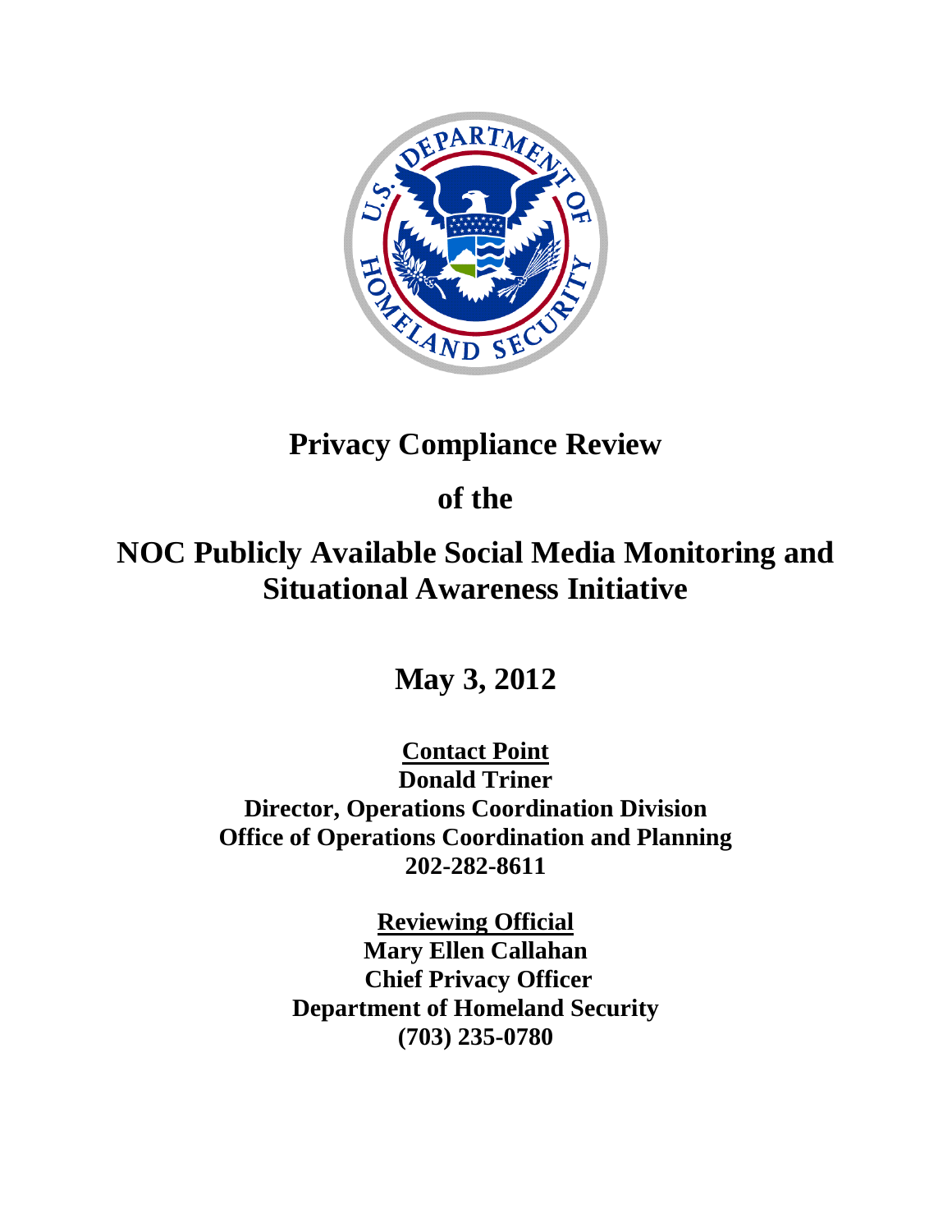# Privacy Compliance Review

# of the

# NOC Publicly Available Social Media Monitoring and Situational Awareness Initiative

## May 3, 2012

**Contact Point**
**Donald Triner**
**Director, Operations Coordination Division**
**Office of Operations Coordination and Planning**
**202-282-8611**

**Reviewing Official**
**Mary Ellen Callahan**
**Chief Privacy Officer**
**Department of Homeland Security**
**(703) 235-0780**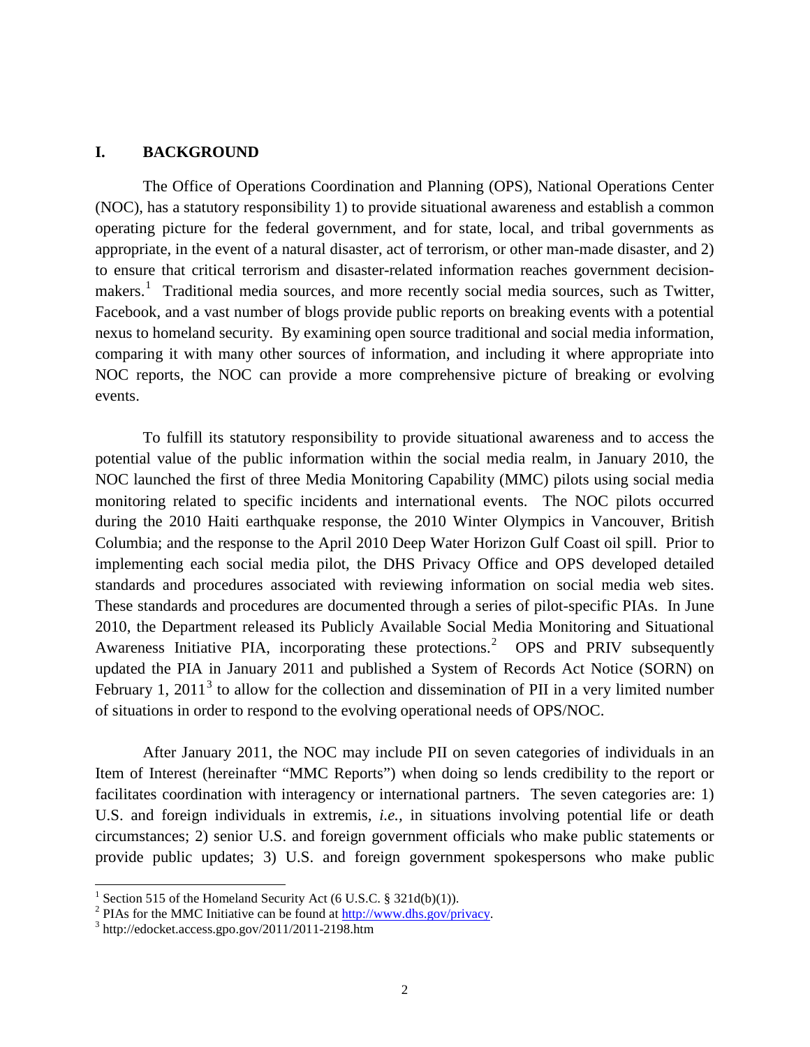## I. BACKGROUND

The Office of Operations Coordination and Planning (OPS), National Operations Center (NOC), has a statutory responsibility 1) to provide situational awareness and establish a common operating picture for the federal government, and for state, local, and tribal governments as appropriate, in the event of a natural disaster, act of terrorism, or other man-made disaster, and 2) to ensure that critical terrorism and disaster-related information reaches government decision-makers.[1] Traditional media sources, and more recently social media sources, such as Twitter, Facebook, and a vast number of blogs provide public reports on breaking events with a potential nexus to homeland security. By examining open source traditional and social media information, comparing it with many other sources of information, and including it where appropriate into NOC reports, the NOC can provide a more comprehensive picture of breaking or evolving events.

To fulfill its statutory responsibility to provide situational awareness and to access the potential value of the public information within the social media realm, in January 2010, the NOC launched the first of three Media Monitoring Capability (MMC) pilots using social media monitoring related to specific incidents and international events. The NOC pilots occurred during the 2010 Haiti earthquake response, the 2010 Winter Olympics in Vancouver, British Columbia; and the response to the April 2010 Deep Water Horizon Gulf Coast oil spill. Prior to implementing each social media pilot, the DHS Privacy Office and OPS developed detailed standards and procedures associated with reviewing information on social media web sites. These standards and procedures are documented through a series of pilot-specific PIAs. In June 2010, the Department released its Publicly Available Social Media Monitoring and Situational Awareness Initiative PIA, incorporating these protections.[2] OPS and PRIV subsequently updated the PIA in January 2011 and published a System of Records Act Notice (SORN) on February 1, 2011[3] to allow for the collection and dissemination of PII in a very limited number of situations in order to respond to the evolving operational needs of OPS/NOC.

After January 2011, the NOC may include PII on seven categories of individuals in an Item of Interest (hereinafter "MMC Reports") when doing so lends credibility to the report or facilitates coordination with interagency or international partners. The seven categories are: 1) U.S. and foreign individuals in extremis, *i.e.*, in situations involving potential life or death circumstances; 2) senior U.S. and foreign government officials who make public statements or provide public updates; 3) U.S. and foreign government spokespersons who make public

---

[1] Section 515 of the Homeland Security Act (6 U.S.C. § 321d(b)(1)).

[2] PIAs for the MMC Initiative can be found at http://www.dhs.gov/privacy.

[3] http://edocket.access.gpo.gov/2011/2011-2198.htm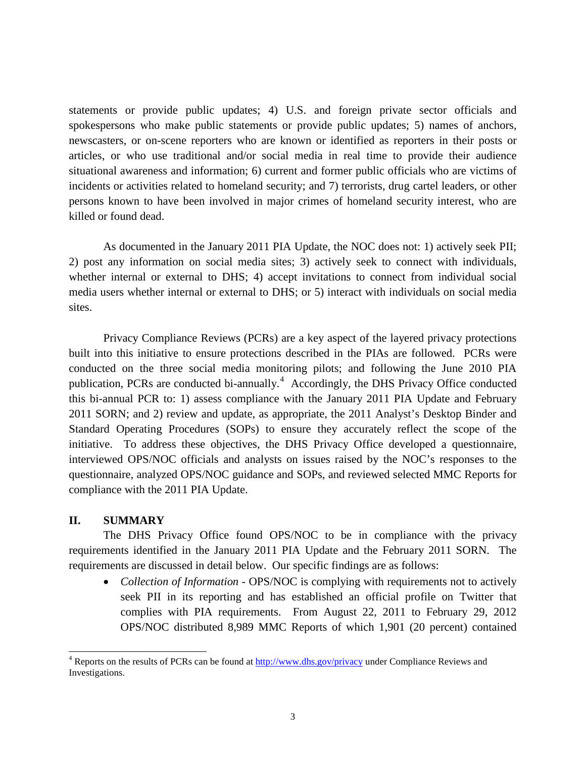statements or provide public updates; 4) U.S. and foreign private sector officials and spokespersons who make public statements or provide public updates; 5) names of anchors, newscasters, or on-scene reporters who are known or identified as reporters in their posts or articles, or who use traditional and/or social media in real time to provide their audience situational awareness and information; 6) current and former public officials who are victims of incidents or activities related to homeland security; and 7) terrorists, drug cartel leaders, or other persons known to have been involved in major crimes of homeland security interest, who are killed or found dead.

As documented in the January 2011 PIA Update, the NOC does not: 1) actively seek PII; 2) post any information on social media sites; 3) actively seek to connect with individuals, whether internal or external to DHS; 4) accept invitations to connect from individual social media users whether internal or external to DHS; or 5) interact with individuals on social media sites.

Privacy Compliance Reviews (PCRs) are a key aspect of the layered privacy protections built into this initiative to ensure protections described in the PIAs are followed. PCRs were conducted on the three social media monitoring pilots; and following the June 2010 PIA publication, PCRs are conducted bi-annually.[4] Accordingly, the DHS Privacy Office conducted this bi-annual PCR to: 1) assess compliance with the January 2011 PIA Update and February 2011 SORN; and 2) review and update, as appropriate, the 2011 Analyst's Desktop Binder and Standard Operating Procedures (SOPs) to ensure they accurately reflect the scope of the initiative. To address these objectives, the DHS Privacy Office developed a questionnaire, interviewed OPS/NOC officials and analysts on issues raised by the NOC's responses to the questionnaire, analyzed OPS/NOC guidance and SOPs, and reviewed selected MMC Reports for compliance with the 2011 PIA Update.

## II. SUMMARY

The DHS Privacy Office found OPS/NOC to be in compliance with the privacy requirements identified in the January 2011 PIA Update and the February 2011 SORN. The requirements are discussed in detail below. Our specific findings are as follows:

- *Collection of Information* - OPS/NOC is complying with requirements not to actively seek PII in its reporting and has established an official profile on Twitter that complies with PIA requirements. From August 22, 2011 to February 29, 2012 OPS/NOC distributed 8,989 MMC Reports of which 1,901 (20 percent) contained

[4] Reports on the results of PCRs can be found at http://www.dhs.gov/privacy under Compliance Reviews and Investigations.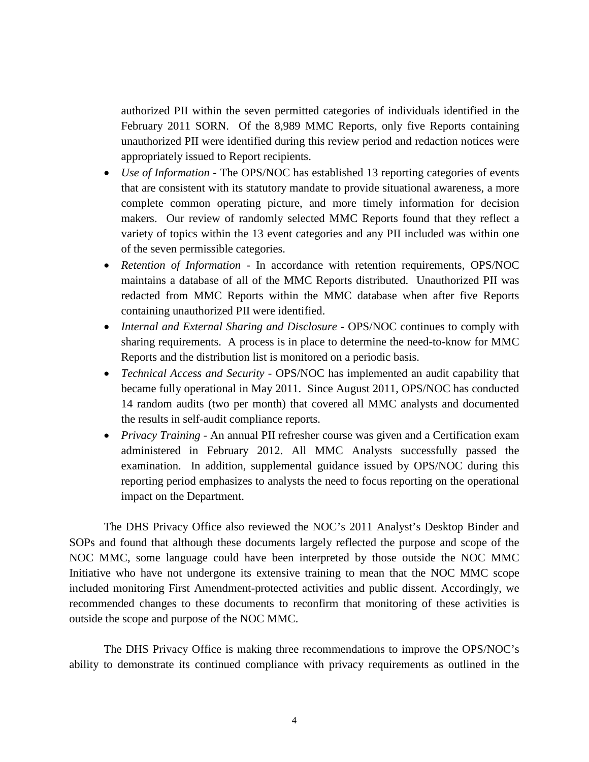authorized PII within the seven permitted categories of individuals identified in the February 2011 SORN. Of the 8,989 MMC Reports, only five Reports containing unauthorized PII were identified during this review period and redaction notices were appropriately issued to Report recipients.

- *Use of Information* - The OPS/NOC has established 13 reporting categories of events that are consistent with its statutory mandate to provide situational awareness, a more complete common operating picture, and more timely information for decision makers. Our review of randomly selected MMC Reports found that they reflect a variety of topics within the 13 event categories and any PII included was within one of the seven permissible categories.
- *Retention of Information* - In accordance with retention requirements, OPS/NOC maintains a database of all of the MMC Reports distributed. Unauthorized PII was redacted from MMC Reports within the MMC database when after five Reports containing unauthorized PII were identified.
- *Internal and External Sharing and Disclosure* - OPS/NOC continues to comply with sharing requirements. A process is in place to determine the need-to-know for MMC Reports and the distribution list is monitored on a periodic basis.
- *Technical Access and Security* - OPS/NOC has implemented an audit capability that became fully operational in May 2011. Since August 2011, OPS/NOC has conducted 14 random audits (two per month) that covered all MMC analysts and documented the results in self-audit compliance reports.
- *Privacy Training* - An annual PII refresher course was given and a Certification exam administered in February 2012. All MMC Analysts successfully passed the examination. In addition, supplemental guidance issued by OPS/NOC during this reporting period emphasizes to analysts the need to focus reporting on the operational impact on the Department.

The DHS Privacy Office also reviewed the NOC's 2011 Analyst's Desktop Binder and SOPs and found that although these documents largely reflected the purpose and scope of the NOC MMC, some language could have been interpreted by those outside the NOC MMC Initiative who have not undergone its extensive training to mean that the NOC MMC scope included monitoring First Amendment-protected activities and public dissent. Accordingly, we recommended changes to these documents to reconfirm that monitoring of these activities is outside the scope and purpose of the NOC MMC.

The DHS Privacy Office is making three recommendations to improve the OPS/NOC's ability to demonstrate its continued compliance with privacy requirements as outlined in the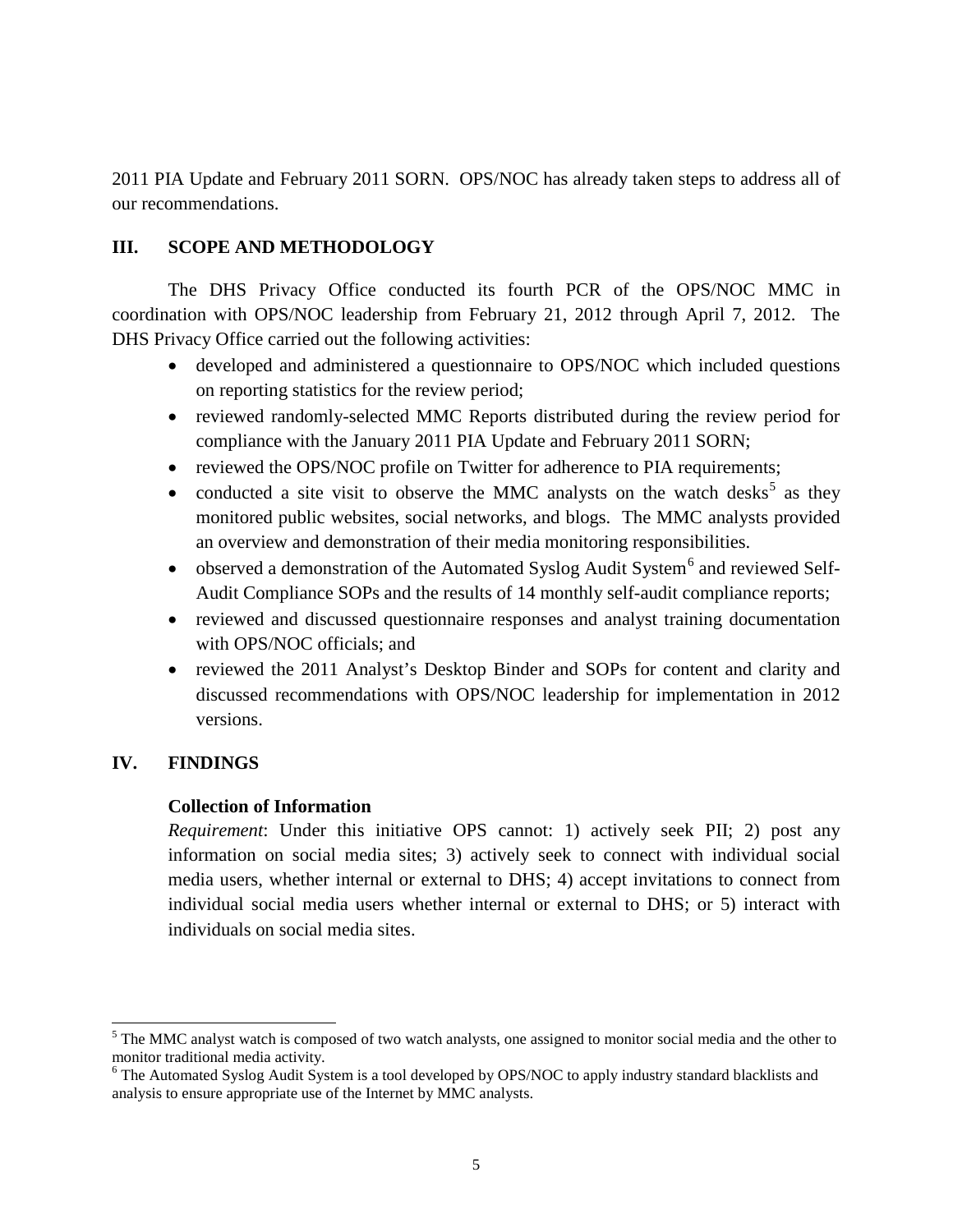2011 PIA Update and February 2011 SORN. OPS/NOC has already taken steps to address all of our recommendations.

## III. SCOPE AND METHODOLOGY

The DHS Privacy Office conducted its fourth PCR of the OPS/NOC MMC in coordination with OPS/NOC leadership from February 21, 2012 through April 7, 2012. The DHS Privacy Office carried out the following activities:

- developed and administered a questionnaire to OPS/NOC which included questions on reporting statistics for the review period;
- reviewed randomly-selected MMC Reports distributed during the review period for compliance with the January 2011 PIA Update and February 2011 SORN;
- reviewed the OPS/NOC profile on Twitter for adherence to PIA requirements;
- conducted a site visit to observe the MMC analysts on the watch desks[5] as they monitored public websites, social networks, and blogs. The MMC analysts provided an overview and demonstration of their media monitoring responsibilities.
- observed a demonstration of the Automated Syslog Audit System[6] and reviewed Self-Audit Compliance SOPs and the results of 14 monthly self-audit compliance reports;
- reviewed and discussed questionnaire responses and analyst training documentation with OPS/NOC officials; and
- reviewed the 2011 Analyst's Desktop Binder and SOPs for content and clarity and discussed recommendations with OPS/NOC leadership for implementation in 2012 versions.

## IV. FINDINGS

### Collection of Information

*Requirement*: Under this initiative OPS cannot: 1) actively seek PII; 2) post any information on social media sites; 3) actively seek to connect with individual social media users, whether internal or external to DHS; 4) accept invitations to connect from individual social media users whether internal or external to DHS; or 5) interact with individuals on social media sites.

---

[5] The MMC analyst watch is composed of two watch analysts, one assigned to monitor social media and the other to monitor traditional media activity.

[6] The Automated Syslog Audit System is a tool developed by OPS/NOC to apply industry standard blacklists and analysis to ensure appropriate use of the Internet by MMC analysts.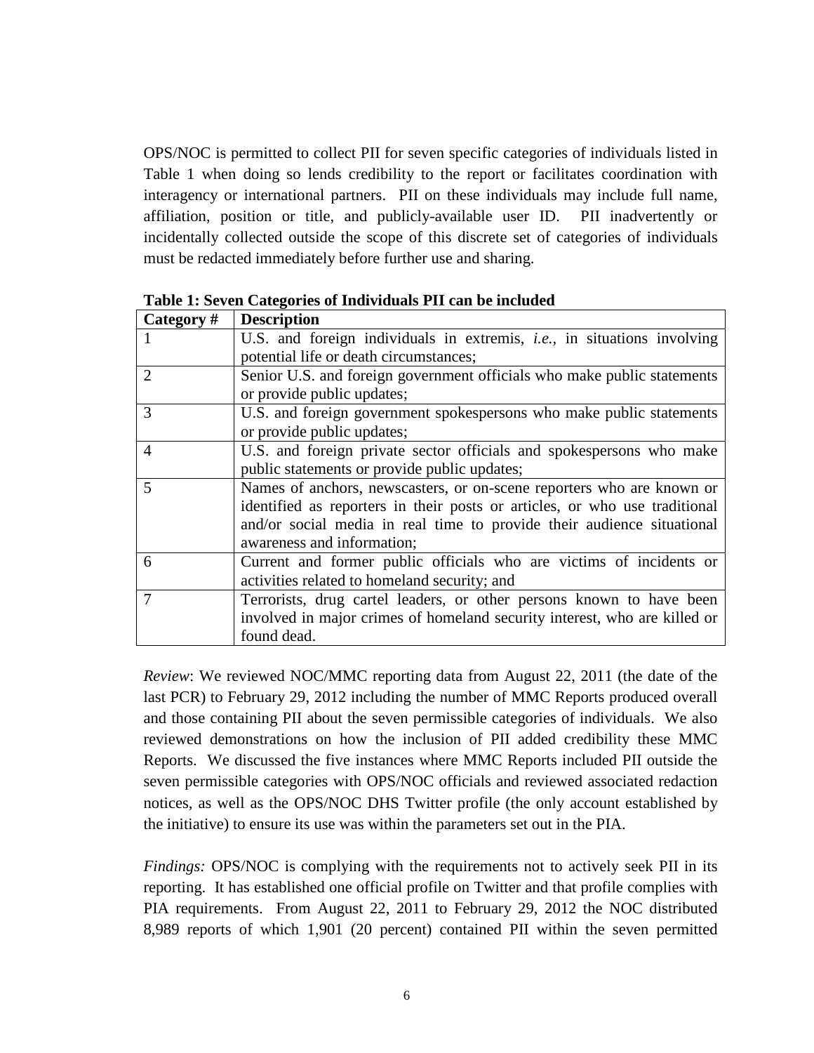OPS/NOC is permitted to collect PII for seven specific categories of individuals listed in Table 1 when doing so lends credibility to the report or facilitates coordination with interagency or international partners. PII on these individuals may include full name, affiliation, position or title, and publicly-available user ID. PII inadvertently or incidentally collected outside the scope of this discrete set of categories of individuals must be redacted immediately before further use and sharing.

**Table 1: Seven Categories of Individuals PII can be included**

| Category # | Description |
| --- | --- |
| 1 | U.S. and foreign individuals in extremis, *i.e.*, in situations involving potential life or death circumstances; |
| 2 | Senior U.S. and foreign government officials who make public statements or provide public updates; |
| 3 | U.S. and foreign government spokespersons who make public statements or provide public updates; |
| 4 | U.S. and foreign private sector officials and spokespersons who make public statements or provide public updates; |
| 5 | Names of anchors, newscasters, or on-scene reporters who are known or identified as reporters in their posts or articles, or who use traditional and/or social media in real time to provide their audience situational awareness and information; |
| 6 | Current and former public officials who are victims of incidents or activities related to homeland security; and |
| 7 | Terrorists, drug cartel leaders, or other persons known to have been involved in major crimes of homeland security interest, who are killed or found dead. |

*Review*: We reviewed NOC/MMC reporting data from August 22, 2011 (the date of the last PCR) to February 29, 2012 including the number of MMC Reports produced overall and those containing PII about the seven permissible categories of individuals. We also reviewed demonstrations on how the inclusion of PII added credibility these MMC Reports. We discussed the five instances where MMC Reports included PII outside the seven permissible categories with OPS/NOC officials and reviewed associated redaction notices, as well as the OPS/NOC DHS Twitter profile (the only account established by the initiative) to ensure its use was within the parameters set out in the PIA.

*Findings:* OPS/NOC is complying with the requirements not to actively seek PII in its reporting. It has established one official profile on Twitter and that profile complies with PIA requirements. From August 22, 2011 to February 29, 2012 the NOC distributed 8,989 reports of which 1,901 (20 percent) contained PII within the seven permitted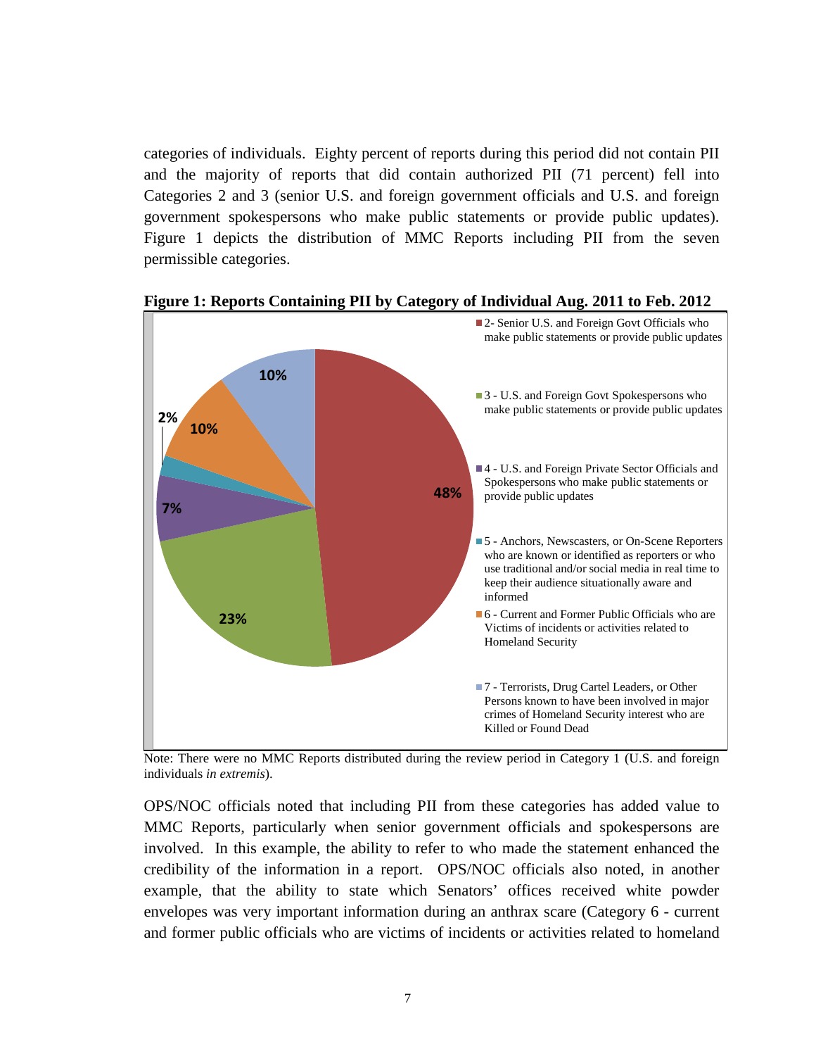categories of individuals. Eighty percent of reports during this period did not contain PII and the majority of reports that did contain authorized PII (71 percent) fell into Categories 2 and 3 (senior U.S. and foreign government officials and U.S. and foreign government spokespersons who make public statements or provide public updates). Figure 1 depicts the distribution of MMC Reports including PII from the seven permissible categories.

**Figure 1: Reports Containing PII by Category of Individual Aug. 2011 to Feb. 2012**

| Category | Percent |
|---|---|
| 2- Senior U.S. and Foreign Govt Officials who make public statements or provide public updates | 48% |
| 3 - U.S. and Foreign Govt Spokespersons who make public statements or provide public updates | 23% |
| 4 - U.S. and Foreign Private Sector Officials and Spokespersons who make public statements or provide public updates | 7% |
| 5 - Anchors, Newscasters, or On-Scene Reporters who are known or identified as reporters or who use traditional and/or social media in real time to keep their audience situationally aware and informed | 2% |
| 6 - Current and Former Public Officials who are Victims of incidents or activities related to Homeland Security | 10% |
| 7 - Terrorists, Drug Cartel Leaders, or Other Persons known to have been involved in major crimes of Homeland Security interest who are Killed or Found Dead | 10% |

Note: There were no MMC Reports distributed during the review period in Category 1 (U.S. and foreign individuals *in extremis*).

OPS/NOC officials noted that including PII from these categories has added value to MMC Reports, particularly when senior government officials and spokespersons are involved. In this example, the ability to refer to who made the statement enhanced the credibility of the information in a report. OPS/NOC officials also noted, in another example, that the ability to state which Senators' offices received white powder envelopes was very important information during an anthrax scare (Category 6 - current and former public officials who are victims of incidents or activities related to homeland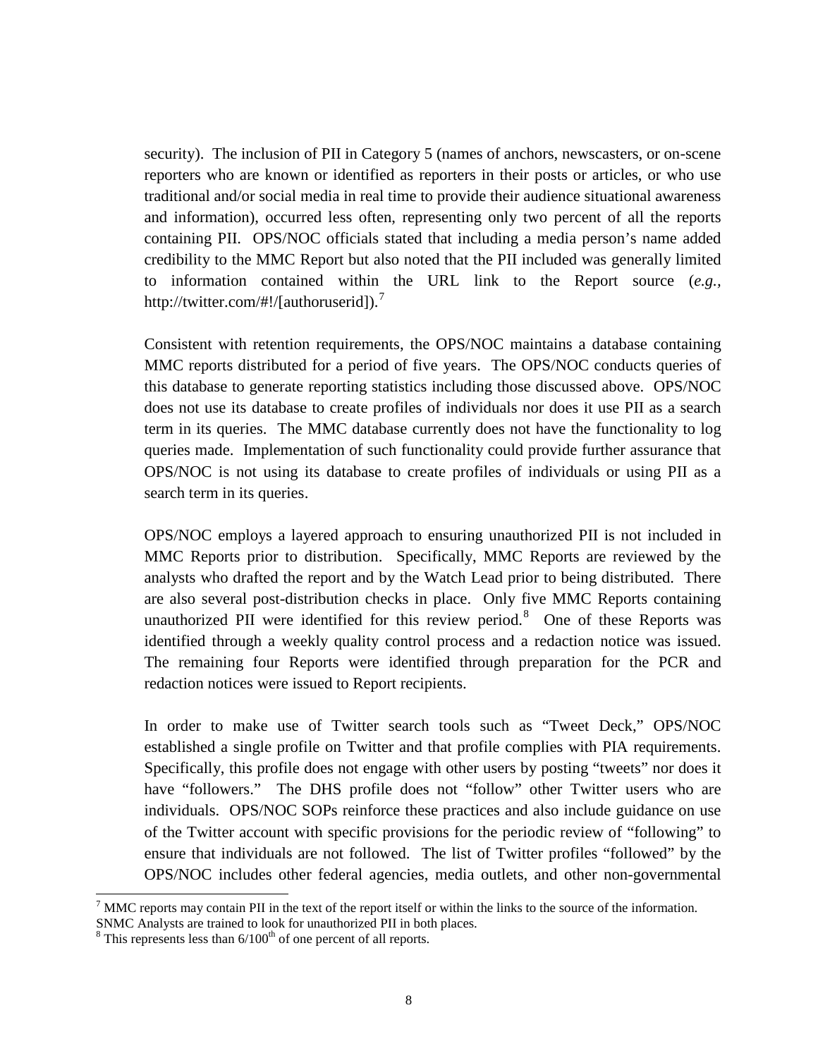security). The inclusion of PII in Category 5 (names of anchors, newscasters, or on-scene reporters who are known or identified as reporters in their posts or articles, or who use traditional and/or social media in real time to provide their audience situational awareness and information), occurred less often, representing only two percent of all the reports containing PII. OPS/NOC officials stated that including a media person's name added credibility to the MMC Report but also noted that the PII included was generally limited to information contained within the URL link to the Report source (*e.g.*, http://twitter.com/#!/[authoruserid]).[7]

Consistent with retention requirements, the OPS/NOC maintains a database containing MMC reports distributed for a period of five years. The OPS/NOC conducts queries of this database to generate reporting statistics including those discussed above. OPS/NOC does not use its database to create profiles of individuals nor does it use PII as a search term in its queries. The MMC database currently does not have the functionality to log queries made. Implementation of such functionality could provide further assurance that OPS/NOC is not using its database to create profiles of individuals or using PII as a search term in its queries.

OPS/NOC employs a layered approach to ensuring unauthorized PII is not included in MMC Reports prior to distribution. Specifically, MMC Reports are reviewed by the analysts who drafted the report and by the Watch Lead prior to being distributed. There are also several post-distribution checks in place. Only five MMC Reports containing unauthorized PII were identified for this review period.[8] One of these Reports was identified through a weekly quality control process and a redaction notice was issued. The remaining four Reports were identified through preparation for the PCR and redaction notices were issued to Report recipients.

In order to make use of Twitter search tools such as "Tweet Deck," OPS/NOC established a single profile on Twitter and that profile complies with PIA requirements. Specifically, this profile does not engage with other users by posting "tweets" nor does it have "followers." The DHS profile does not "follow" other Twitter users who are individuals. OPS/NOC SOPs reinforce these practices and also include guidance on use of the Twitter account with specific provisions for the periodic review of "following" to ensure that individuals are not followed. The list of Twitter profiles "followed" by the OPS/NOC includes other federal agencies, media outlets, and other non-governmental

[7] MMC reports may contain PII in the text of the report itself or within the links to the source of the information. SNMC Analysts are trained to look for unauthorized PII in both places.

[8] This represents less than 6/100th of one percent of all reports.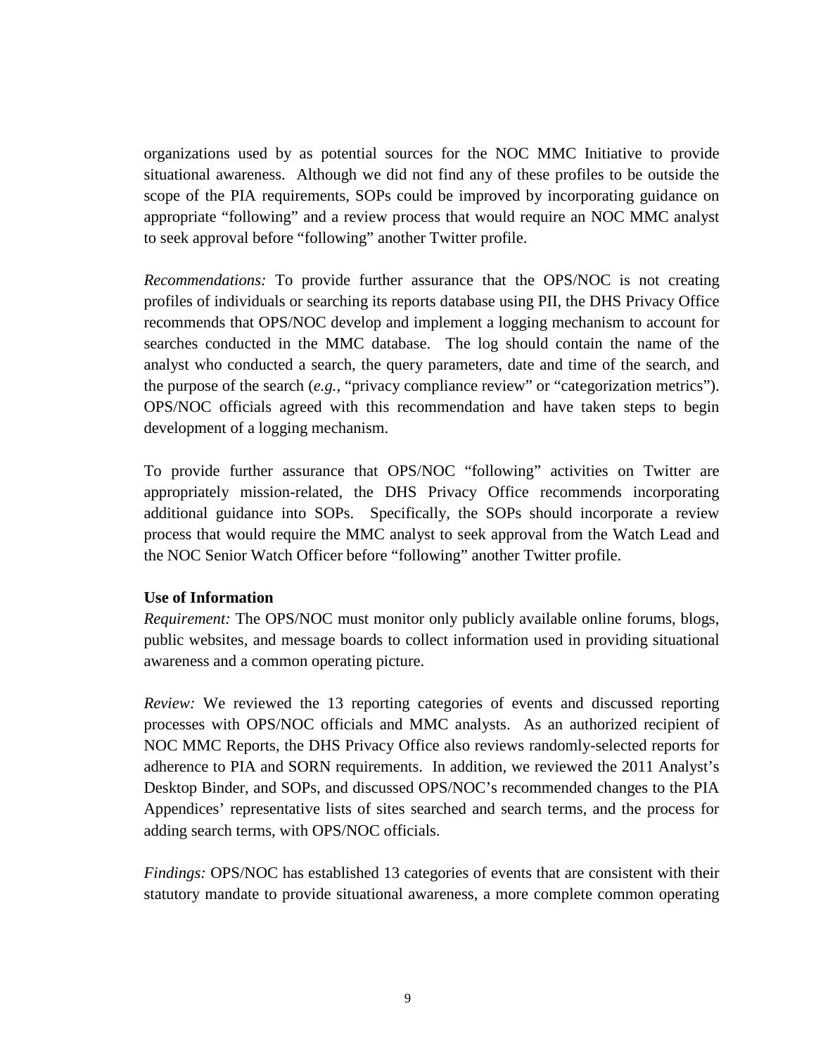organizations used by as potential sources for the NOC MMC Initiative to provide situational awareness. Although we did not find any of these profiles to be outside the scope of the PIA requirements, SOPs could be improved by incorporating guidance on appropriate "following" and a review process that would require an NOC MMC analyst to seek approval before "following" another Twitter profile.

*Recommendations:* To provide further assurance that the OPS/NOC is not creating profiles of individuals or searching its reports database using PII, the DHS Privacy Office recommends that OPS/NOC develop and implement a logging mechanism to account for searches conducted in the MMC database. The log should contain the name of the analyst who conducted a search, the query parameters, date and time of the search, and the purpose of the search (*e.g.,* "privacy compliance review" or "categorization metrics"). OPS/NOC officials agreed with this recommendation and have taken steps to begin development of a logging mechanism.

To provide further assurance that OPS/NOC "following" activities on Twitter are appropriately mission-related, the DHS Privacy Office recommends incorporating additional guidance into SOPs. Specifically, the SOPs should incorporate a review process that would require the MMC analyst to seek approval from the Watch Lead and the NOC Senior Watch Officer before "following" another Twitter profile.

**Use of Information**

*Requirement:* The OPS/NOC must monitor only publicly available online forums, blogs, public websites, and message boards to collect information used in providing situational awareness and a common operating picture.

*Review:* We reviewed the 13 reporting categories of events and discussed reporting processes with OPS/NOC officials and MMC analysts. As an authorized recipient of NOC MMC Reports, the DHS Privacy Office also reviews randomly-selected reports for adherence to PIA and SORN requirements. In addition, we reviewed the 2011 Analyst's Desktop Binder, and SOPs, and discussed OPS/NOC's recommended changes to the PIA Appendices' representative lists of sites searched and search terms, and the process for adding search terms, with OPS/NOC officials.

*Findings:* OPS/NOC has established 13 categories of events that are consistent with their statutory mandate to provide situational awareness, a more complete common operating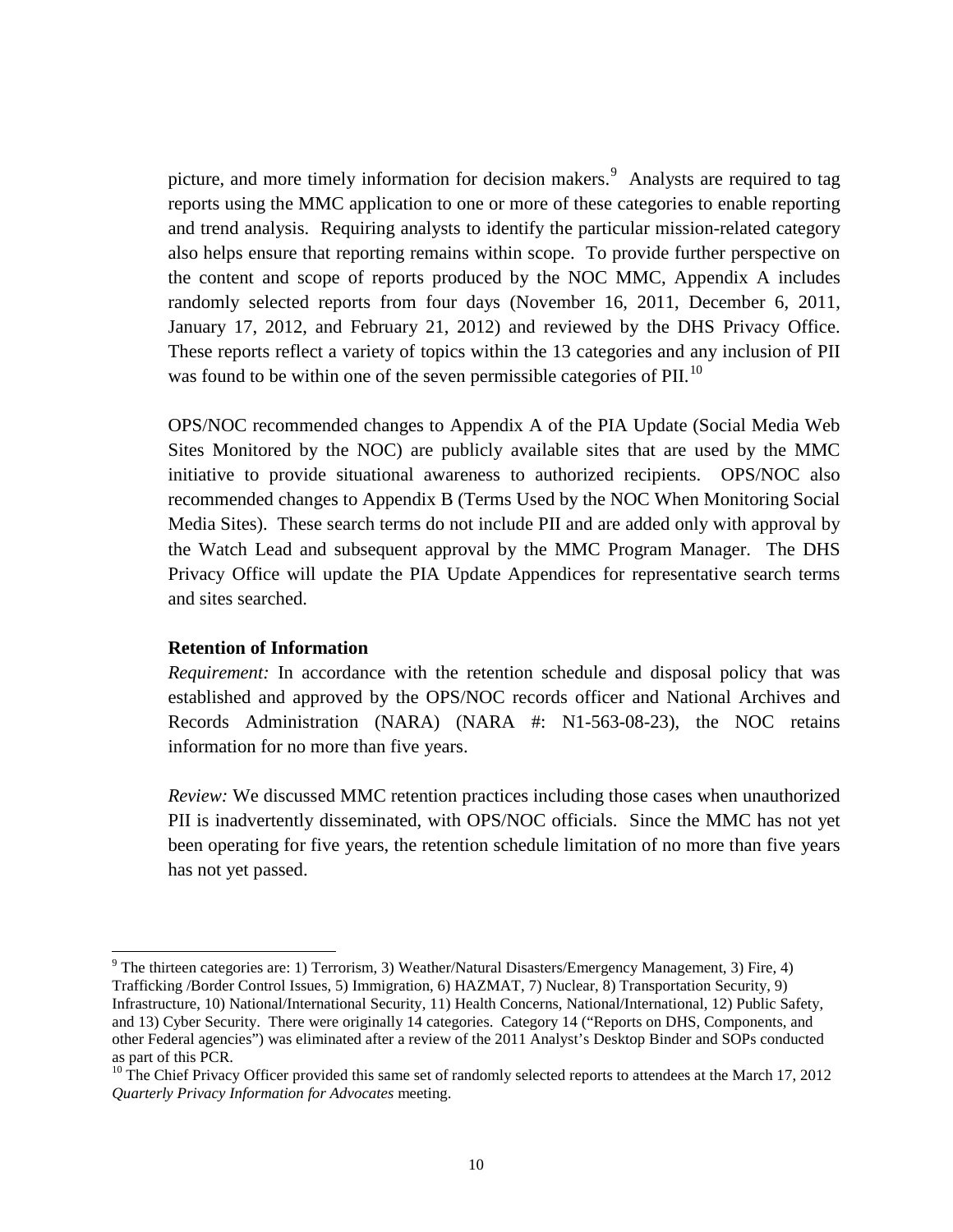picture, and more timely information for decision makers.[9] Analysts are required to tag reports using the MMC application to one or more of these categories to enable reporting and trend analysis. Requiring analysts to identify the particular mission-related category also helps ensure that reporting remains within scope. To provide further perspective on the content and scope of reports produced by the NOC MMC, Appendix A includes randomly selected reports from four days (November 16, 2011, December 6, 2011, January 17, 2012, and February 21, 2012) and reviewed by the DHS Privacy Office. These reports reflect a variety of topics within the 13 categories and any inclusion of PII was found to be within one of the seven permissible categories of PII.[10]

OPS/NOC recommended changes to Appendix A of the PIA Update (Social Media Web Sites Monitored by the NOC) are publicly available sites that are used by the MMC initiative to provide situational awareness to authorized recipients. OPS/NOC also recommended changes to Appendix B (Terms Used by the NOC When Monitoring Social Media Sites). These search terms do not include PII and are added only with approval by the Watch Lead and subsequent approval by the MMC Program Manager. The DHS Privacy Office will update the PIA Update Appendices for representative search terms and sites searched.

**Retention of Information**

*Requirement:* In accordance with the retention schedule and disposal policy that was established and approved by the OPS/NOC records officer and National Archives and Records Administration (NARA) (NARA #: N1-563-08-23), the NOC retains information for no more than five years.

*Review:* We discussed MMC retention practices including those cases when unauthorized PII is inadvertently disseminated, with OPS/NOC officials. Since the MMC has not yet been operating for five years, the retention schedule limitation of no more than five years has not yet passed.

---

[9] The thirteen categories are: 1) Terrorism, 3) Weather/Natural Disasters/Emergency Management, 3) Fire, 4) Trafficking /Border Control Issues, 5) Immigration, 6) HAZMAT, 7) Nuclear, 8) Transportation Security, 9) Infrastructure, 10) National/International Security, 11) Health Concerns, National/International, 12) Public Safety, and 13) Cyber Security. There were originally 14 categories. Category 14 ("Reports on DHS, Components, and other Federal agencies") was eliminated after a review of the 2011 Analyst's Desktop Binder and SOPs conducted as part of this PCR.

[10] The Chief Privacy Officer provided this same set of randomly selected reports to attendees at the March 17, 2012 *Quarterly Privacy Information for Advocates* meeting.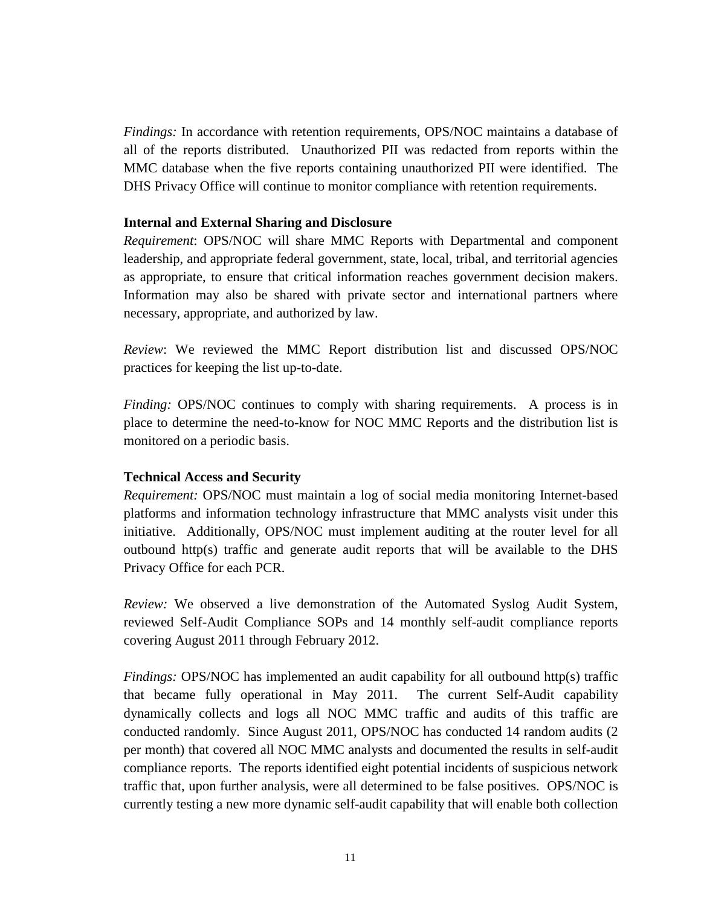*Findings:* In accordance with retention requirements, OPS/NOC maintains a database of all of the reports distributed. Unauthorized PII was redacted from reports within the MMC database when the five reports containing unauthorized PII were identified. The DHS Privacy Office will continue to monitor compliance with retention requirements.

**Internal and External Sharing and Disclosure**

*Requirement*: OPS/NOC will share MMC Reports with Departmental and component leadership, and appropriate federal government, state, local, tribal, and territorial agencies as appropriate, to ensure that critical information reaches government decision makers. Information may also be shared with private sector and international partners where necessary, appropriate, and authorized by law.

*Review*: We reviewed the MMC Report distribution list and discussed OPS/NOC practices for keeping the list up-to-date.

*Finding:* OPS/NOC continues to comply with sharing requirements. A process is in place to determine the need-to-know for NOC MMC Reports and the distribution list is monitored on a periodic basis.

**Technical Access and Security**

*Requirement:* OPS/NOC must maintain a log of social media monitoring Internet-based platforms and information technology infrastructure that MMC analysts visit under this initiative. Additionally, OPS/NOC must implement auditing at the router level for all outbound http(s) traffic and generate audit reports that will be available to the DHS Privacy Office for each PCR.

*Review:* We observed a live demonstration of the Automated Syslog Audit System, reviewed Self-Audit Compliance SOPs and 14 monthly self-audit compliance reports covering August 2011 through February 2012.

*Findings:* OPS/NOC has implemented an audit capability for all outbound http(s) traffic that became fully operational in May 2011. The current Self-Audit capability dynamically collects and logs all NOC MMC traffic and audits of this traffic are conducted randomly. Since August 2011, OPS/NOC has conducted 14 random audits (2 per month) that covered all NOC MMC analysts and documented the results in self-audit compliance reports. The reports identified eight potential incidents of suspicious network traffic that, upon further analysis, were all determined to be false positives. OPS/NOC is currently testing a new more dynamic self-audit capability that will enable both collection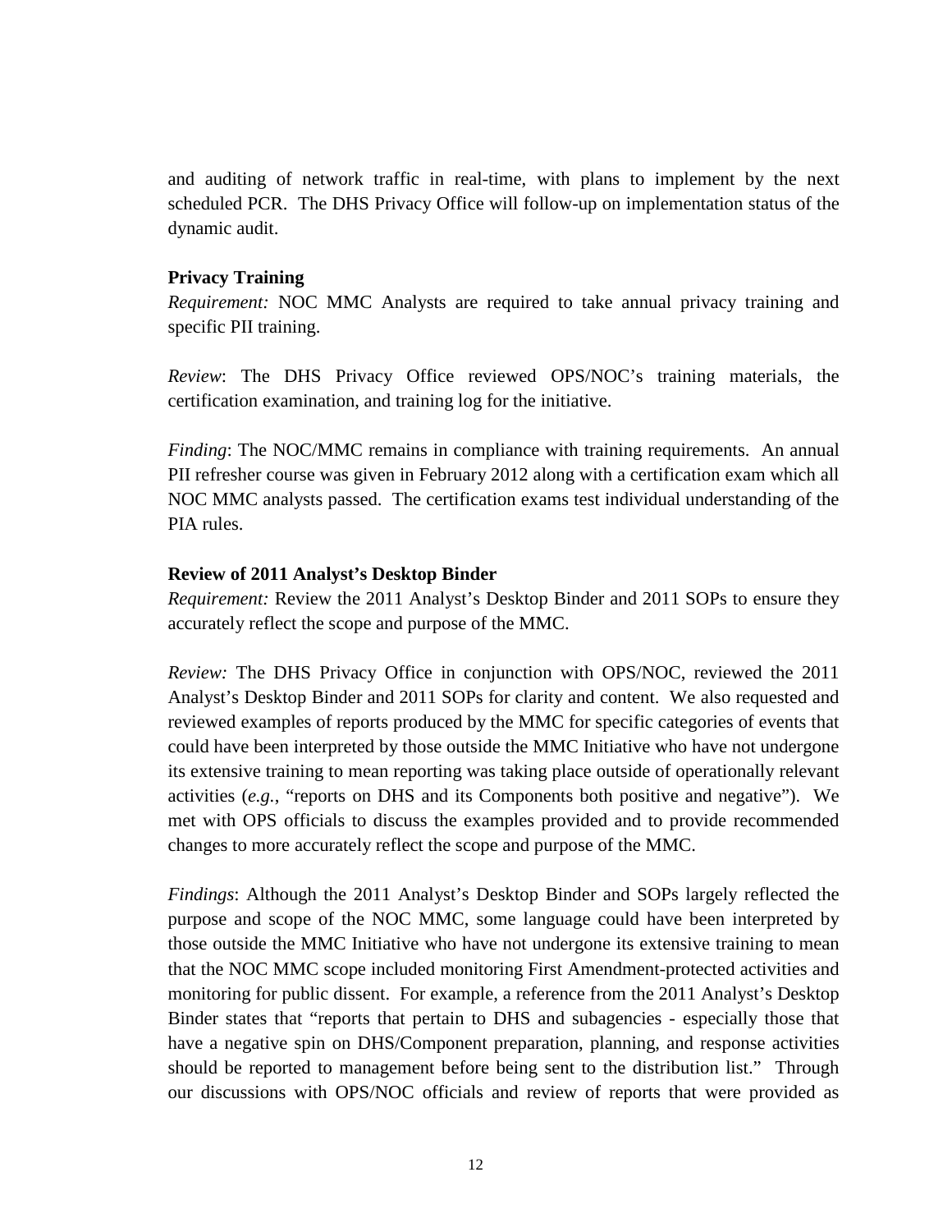and auditing of network traffic in real-time, with plans to implement by the next scheduled PCR. The DHS Privacy Office will follow-up on implementation status of the dynamic audit.

**Privacy Training**

*Requirement:* NOC MMC Analysts are required to take annual privacy training and specific PII training.

*Review*: The DHS Privacy Office reviewed OPS/NOC's training materials, the certification examination, and training log for the initiative.

*Finding*: The NOC/MMC remains in compliance with training requirements. An annual PII refresher course was given in February 2012 along with a certification exam which all NOC MMC analysts passed. The certification exams test individual understanding of the PIA rules.

**Review of 2011 Analyst's Desktop Binder**

*Requirement:* Review the 2011 Analyst's Desktop Binder and 2011 SOPs to ensure they accurately reflect the scope and purpose of the MMC.

*Review:* The DHS Privacy Office in conjunction with OPS/NOC, reviewed the 2011 Analyst's Desktop Binder and 2011 SOPs for clarity and content. We also requested and reviewed examples of reports produced by the MMC for specific categories of events that could have been interpreted by those outside the MMC Initiative who have not undergone its extensive training to mean reporting was taking place outside of operationally relevant activities (*e.g.*, "reports on DHS and its Components both positive and negative"). We met with OPS officials to discuss the examples provided and to provide recommended changes to more accurately reflect the scope and purpose of the MMC.

*Findings*: Although the 2011 Analyst's Desktop Binder and SOPs largely reflected the purpose and scope of the NOC MMC, some language could have been interpreted by those outside the MMC Initiative who have not undergone its extensive training to mean that the NOC MMC scope included monitoring First Amendment-protected activities and monitoring for public dissent. For example, a reference from the 2011 Analyst's Desktop Binder states that "reports that pertain to DHS and subagencies - especially those that have a negative spin on DHS/Component preparation, planning, and response activities should be reported to management before being sent to the distribution list." Through our discussions with OPS/NOC officials and review of reports that were provided as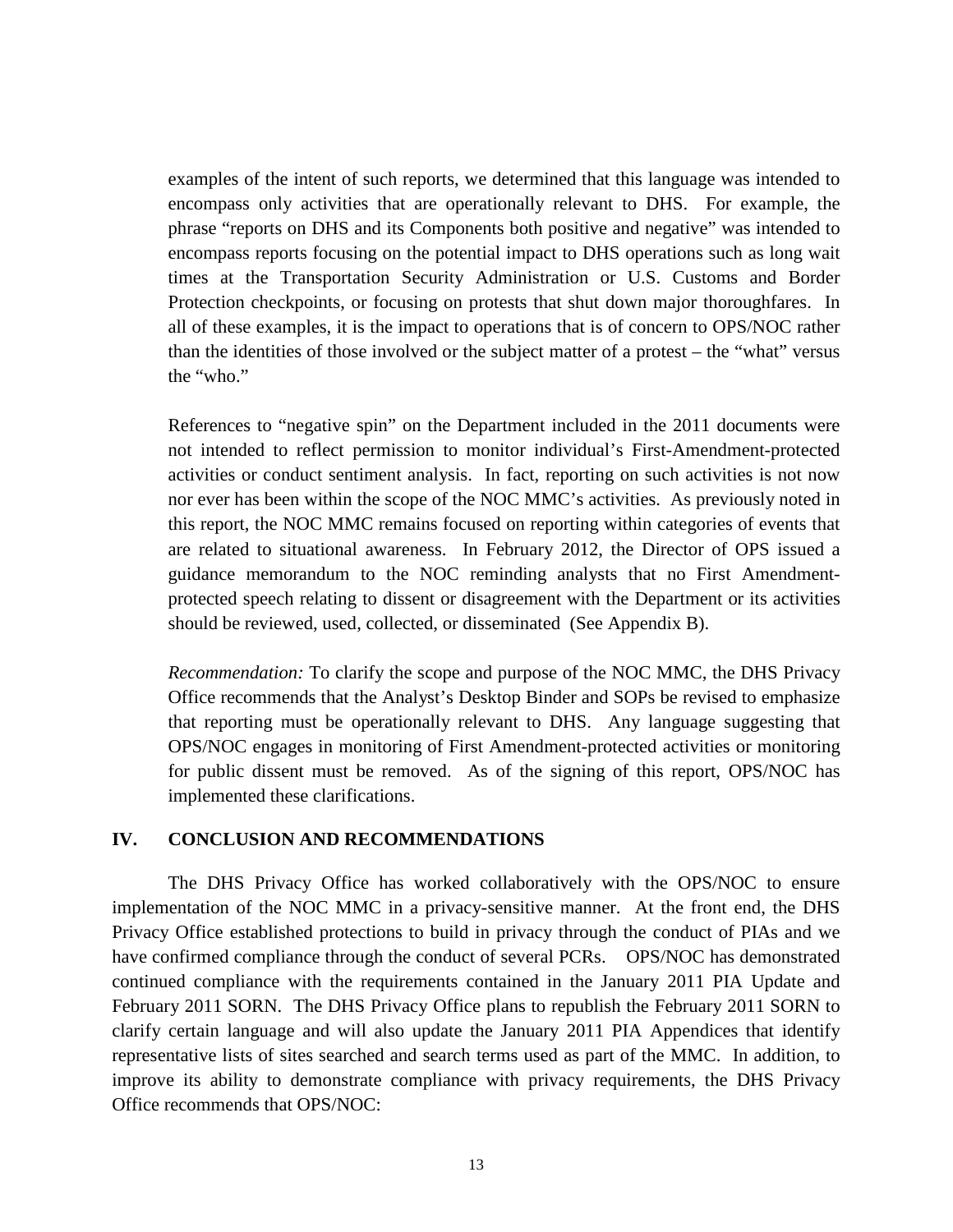examples of the intent of such reports, we determined that this language was intended to encompass only activities that are operationally relevant to DHS. For example, the phrase "reports on DHS and its Components both positive and negative" was intended to encompass reports focusing on the potential impact to DHS operations such as long wait times at the Transportation Security Administration or U.S. Customs and Border Protection checkpoints, or focusing on protests that shut down major thoroughfares. In all of these examples, it is the impact to operations that is of concern to OPS/NOC rather than the identities of those involved or the subject matter of a protest – the "what" versus the "who."

References to "negative spin" on the Department included in the 2011 documents were not intended to reflect permission to monitor individual's First-Amendment-protected activities or conduct sentiment analysis. In fact, reporting on such activities is not now nor ever has been within the scope of the NOC MMC's activities. As previously noted in this report, the NOC MMC remains focused on reporting within categories of events that are related to situational awareness. In February 2012, the Director of OPS issued a guidance memorandum to the NOC reminding analysts that no First Amendment-protected speech relating to dissent or disagreement with the Department or its activities should be reviewed, used, collected, or disseminated (See Appendix B).

*Recommendation:* To clarify the scope and purpose of the NOC MMC, the DHS Privacy Office recommends that the Analyst's Desktop Binder and SOPs be revised to emphasize that reporting must be operationally relevant to DHS. Any language suggesting that OPS/NOC engages in monitoring of First Amendment-protected activities or monitoring for public dissent must be removed. As of the signing of this report, OPS/NOC has implemented these clarifications.

## IV. CONCLUSION AND RECOMMENDATIONS

The DHS Privacy Office has worked collaboratively with the OPS/NOC to ensure implementation of the NOC MMC in a privacy-sensitive manner. At the front end, the DHS Privacy Office established protections to build in privacy through the conduct of PIAs and we have confirmed compliance through the conduct of several PCRs. OPS/NOC has demonstrated continued compliance with the requirements contained in the January 2011 PIA Update and February 2011 SORN. The DHS Privacy Office plans to republish the February 2011 SORN to clarify certain language and will also update the January 2011 PIA Appendices that identify representative lists of sites searched and search terms used as part of the MMC. In addition, to improve its ability to demonstrate compliance with privacy requirements, the DHS Privacy Office recommends that OPS/NOC: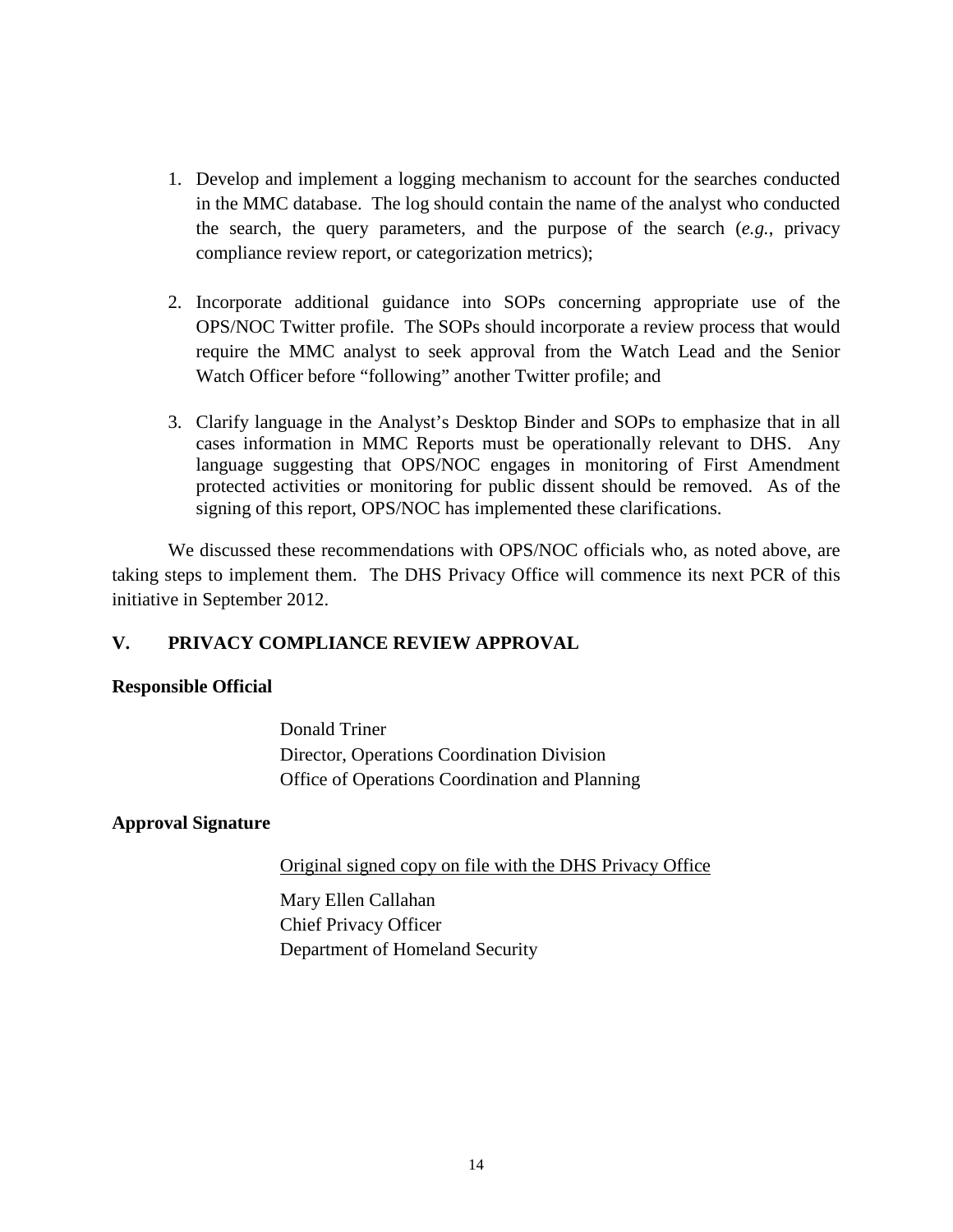1. Develop and implement a logging mechanism to account for the searches conducted in the MMC database. The log should contain the name of the analyst who conducted the search, the query parameters, and the purpose of the search (*e.g.*, privacy compliance review report, or categorization metrics);

2. Incorporate additional guidance into SOPs concerning appropriate use of the OPS/NOC Twitter profile. The SOPs should incorporate a review process that would require the MMC analyst to seek approval from the Watch Lead and the Senior Watch Officer before "following" another Twitter profile; and

3. Clarify language in the Analyst's Desktop Binder and SOPs to emphasize that in all cases information in MMC Reports must be operationally relevant to DHS. Any language suggesting that OPS/NOC engages in monitoring of First Amendment protected activities or monitoring for public dissent should be removed. As of the signing of this report, OPS/NOC has implemented these clarifications.

We discussed these recommendations with OPS/NOC officials who, as noted above, are taking steps to implement them. The DHS Privacy Office will commence its next PCR of this initiative in September 2012.

## V. PRIVACY COMPLIANCE REVIEW APPROVAL

**Responsible Official**

Donald Triner
Director, Operations Coordination Division
Office of Operations Coordination and Planning

**Approval Signature**

<u>Original signed copy on file with the DHS Privacy Office</u>

Mary Ellen Callahan
Chief Privacy Officer
Department of Homeland Security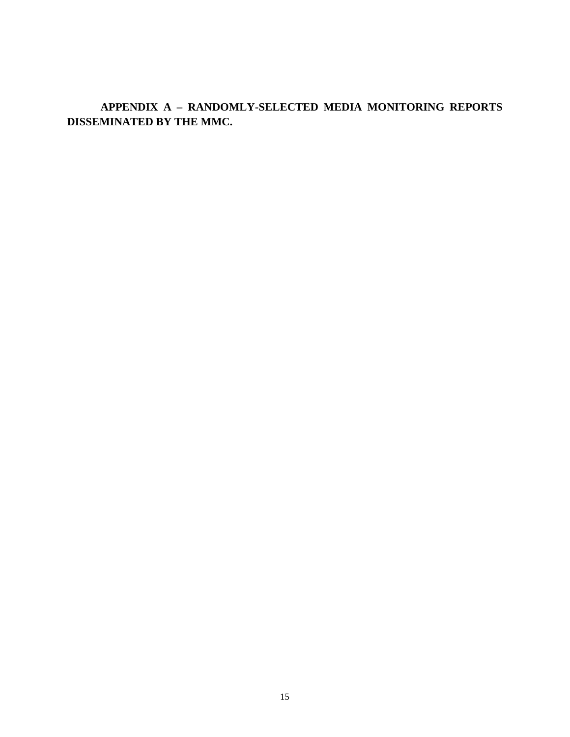**APPENDIX A – RANDOMLY-SELECTED MEDIA MONITORING REPORTS DISSEMINATED BY THE MMC.**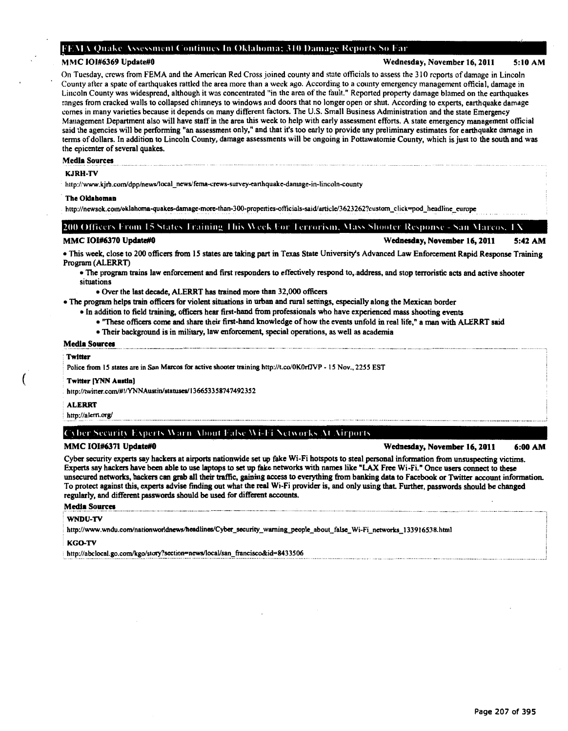## FEMA Quake Assessment Continues In Oklahoma; 310 Damage Reports So Far

**MMC IOI#6369 Update#0** **Wednesday, November 16, 2011 5:10 AM**

On Tuesday, crews from FEMA and the American Red Cross joined county and state officials to assess the 310 reports of damage in Lincoln County after a spate of earthquakes rattled the area more than a week ago. According to a county emergency management official, damage in Lincoln County was widespread, although it was concentrated "in the area of the fault." Reported property damage blamed on the earthquakes ranges from cracked walls to collapsed chimneys to windows and doors that no longer open or shut. According to experts, earthquake damage comes in many varieties because it depends on many different factors. The U.S. Small Business Administration and the state Emergency Management Department also will have staff in the area this week to help with early assessment efforts. A state emergency management official said the agencies will be performing "an assessment only," and that it's too early to provide any preliminary estimates for earthquake damage in terms of dollars. In addition to Lincoln County, damage assessments will be ongoing in Pottawatomie County, which is just to the south and was the epicenter of several quakes.

**Media Sources**

**KJRH-TV**

http://www.kjrh.com/dpp/news/local_news/fema-crews-survey-earthquake-damage-in-lincoln-county

**The Oklahoman**

http://newsok.com/oklahoma-quakes-damage-more-than-300-properties-officials-said/article/3623262?custom_click=pod_headline_europe

## 200 Officers From 15 States Training This Week For Terrorism, Mass Shooter Response - San Marcos, TX

**MMC IOI#6370 Update#0** **Wednesday, November 16, 2011 5:42 AM**

- This week, close to 200 officers from 15 states are taking part in Texas State University's Advanced Law Enforcement Rapid Response Training Program (ALERRT)
  - The program trains law enforcement and first responders to effectively respond to, address, and stop terroristic acts and active shooter situations
    - Over the last decade, ALERRT has trained more than 32,000 officers
- The program helps train officers for violent situations in urban and rural settings, especially along the Mexican border
  - In addition to field training, officers hear first-hand from professionals who have experienced mass shooting events
    - "These officers come and share their first-hand knowledge of how the events unfold in real life," a man with ALERRT said
    - Their background is in military, law enforcement, special operations, as well as academia

**Media Sources**

**Twitter**

Police from 15 states are in San Marcos for active shooter training http://t.co/0K0rfJVP - 15 Nov., 2255 EST

**Twitter [YNN Austin]**

http://twitter.com/#!/YNNAustin/statuses/136653358747492352

**ALERRT**

http://alerrt.org/

## Cyber Security Experts Warn About False Wi-Fi Networks At Airports

**MMC IOI#6371 Update#0** **Wednesday, November 16, 2011 6:00 AM**

Cyber security experts say hackers at airports nationwide set up fake Wi-Fi hotspots to steal personal information from unsuspecting victims. Experts say hackers have been able to use laptops to set up fake networks with names like "LAX Free Wi-Fi." Once users connect to these unsecured networks, hackers can grab all their traffic, gaining access to everything from banking data to Facebook or Twitter account information. To protect against this, experts advise finding out what the real Wi-Fi provider is, and only using that. Further, passwords should be changed regularly, and different passwords should be used for different accounts.

**Media Sources**

**WNDU-TV**

http://www.wndu.com/nationworldnews/headlines/Cyber_security_warning_people_about_false_Wi-Fi_networks_133916538.html

**KGO-TV**

http://abclocal.go.com/kgo/story?section=news/local/san_francisco&id=8433506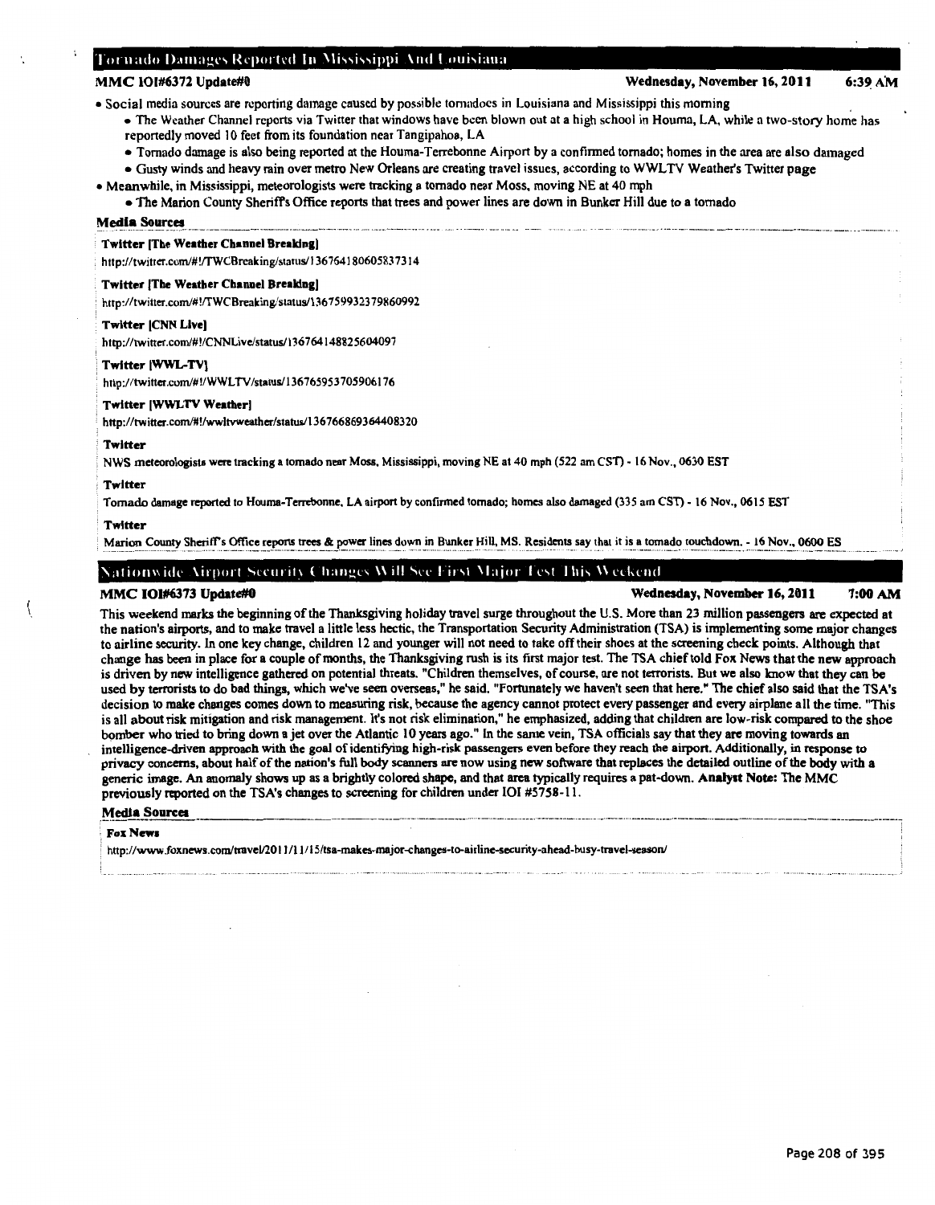## Tornado Damages Reported In Mississippi And Louisiana

**MMC IOI#6372 Update#0** — **Wednesday, November 16, 2011** — **6:39 AM**

- Social media sources are reporting damage caused by possible tornadoes in Louisiana and Mississippi this morning
  - The Weather Channel reports via Twitter that windows have been blown out at a high school in Houma, LA, while a two-story home has reportedly moved 10 feet from its foundation near Tangipahoa, LA
  - Tornado damage is also being reported at the Houma-Terrebonne Airport by a confirmed tornado; homes in the area are also damaged
  - Gusty winds and heavy rain over metro New Orleans are creating travel issues, according to WWLTV Weather's Twitter page
- Meanwhile, in Mississippi, meteorologists were tracking a tornado near Moss, moving NE at 40 mph
  - The Marion County Sheriff's Office reports that trees and power lines are down in Bunker Hill due to a tornado

**Media Sources**

**Twitter [The Weather Channel Breaking]**
http://twitter.com/#!/TWCBreaking/status/136764180605837314

**Twitter [The Weather Channel Breaking]**
http://twitter.com/#!/TWCBreaking/status/136759932379860992

**Twitter [CNN Live]**
http://twitter.com/#!/CNNLive/status/136764148825604097

**Twitter [WWL-TV]**
http://twitter.com/#!/WWLTV/status/136765953705906176

**Twitter [WWLTV Weather]**
http://twitter.com/#!/wwltvweather/status/136766869364408320

**Twitter**
NWS meteorologists were tracking a tornado near Moss, Mississippi, moving NE at 40 mph (522 am CST) - 16 Nov., 0630 EST

**Twitter**
Tornado damage reported to Houma-Terrebonne, LA airport by confirmed tornado; homes also damaged (335 am CST) - 16 Nov., 0615 EST

**Twitter**
Marion County Sheriff's Office reports trees & power lines down in Bunker Hill, MS. Residents say that it is a tornado touchdown. - 16 Nov., 0600 ES

## Nationwide Airport Security Changes Will See First Major Test This Weekend

**MMC IOI#6373 Update#0** — **Wednesday, November 16, 2011** — **7:00 AM**

This weekend marks the beginning of the Thanksgiving holiday travel surge throughout the U.S. More than 23 million passengers are expected at the nation's airports, and to make travel a little less hectic, the Transportation Security Administration (TSA) is implementing some major changes to airline security. In one key change, children 12 and younger will not need to take off their shoes at the screening check points. Although that change has been in place for a couple of months, the Thanksgiving rush is its first major test. The TSA chief told Fox News that the new approach is driven by new intelligence gathered on potential threats. "Children themselves, of course, are not terrorists. But we also know that they can be used by terrorists to do bad things, which we've seen overseas," he said. "Fortunately we haven't seen that here." The chief also said that the TSA's decision to make changes comes down to measuring risk, because the agency cannot protect every passenger and every airplane all the time. "This is all about risk mitigation and risk management. It's not risk elimination," he emphasized, adding that children are low-risk compared to the shoe bomber who tried to bring down a jet over the Atlantic 10 years ago." In the same vein, TSA officials say that they are moving towards an intelligence-driven approach with the goal of identifying high-risk passengers even before they reach the airport. Additionally, in response to privacy concerns, about half of the nation's full body scanners are now using new software that replaces the detailed outline of the body with a generic image. An anomaly shows up as a brightly colored shape, and that area typically requires a pat-down. **Analyst Note:** The MMC previously reported on the TSA's changes to screening for children under IOI #5758-11.

**Media Sources**

**Fox News**
http://www.foxnews.com/travel/2011/11/15/tsa-makes-major-changes-to-airline-security-ahead-busy-travel-season/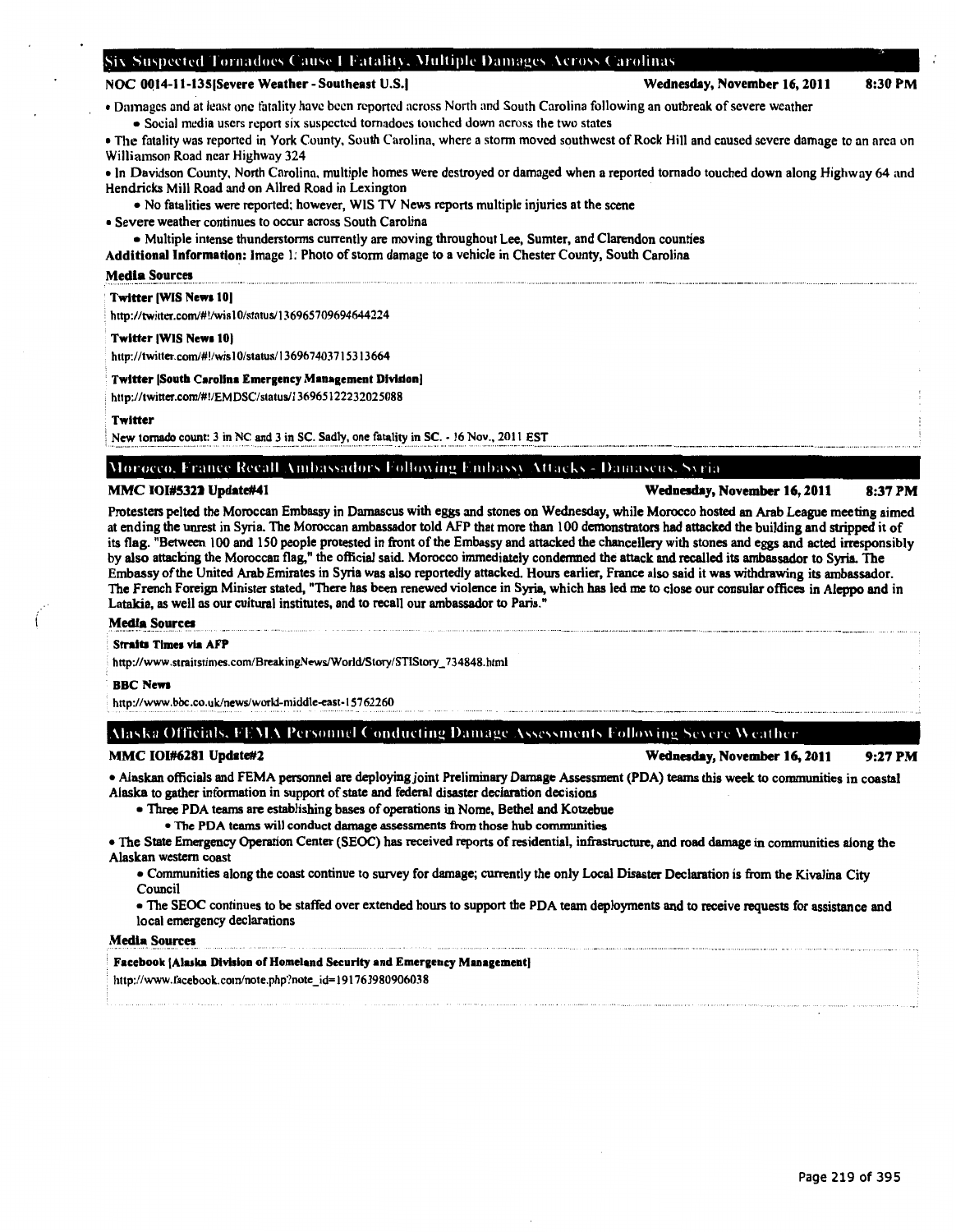## Six Suspected Tornadoes Cause 1 Fatality, Multiple Damages Across Carolinas

**NOC 0014-11-135[Severe Weather - Southeast U.S.]** **Wednesday, November 16, 2011** **8:30 PM**

- Damages and at least one fatality have been reported across North and South Carolina following an outbreak of severe weather
  - Social media users report six suspected tornadoes touched down across the two states
- The fatality was reported in York County, South Carolina, where a storm moved southwest of Rock Hill and caused severe damage to an area on Williamson Road near Highway 324
- In Davidson County, North Carolina, multiple homes were destroyed or damaged when a reported tornado touched down along Highway 64 and Hendricks Mill Road and on Allred Road in Lexington
  - No fatalities were reported; however, WIS TV News reports multiple injuries at the scene
- Severe weather continues to occur across South Carolina
  - Multiple intense thunderstorms currently are moving throughout Lee, Sumter, and Clarendon counties

**Additional Information:** Image 1: Photo of storm damage to a vehicle in Chester County, South Carolina

**Media Sources**

**Twitter [WIS News 10]**
http://twitter.com/#!/wis10/status/136965709694644224

**Twitter [WIS News 10]**
http://twitter.com/#!/wis10/status/136967403715313664

**Twitter [South Carolina Emergency Management Division]**
http://twitter.com/#!/EMDSC/status/136965122232025088

**Twitter**
New tornado count: 3 in NC and 3 in SC. Sadly, one fatality in SC. - 16 Nov., 2011 EST

## Morocco, France Recall Ambassadors Following Embassy Attacks - Damascus, Syria

**MMC IOI#5322 Update#41** **Wednesday, November 16, 2011** **8:37 PM**

Protesters pelted the Moroccan Embassy in Damascus with eggs and stones on Wednesday, while Morocco hosted an Arab League meeting aimed at ending the unrest in Syria. The Moroccan ambassador told AFP that more than 100 demonstrators had attacked the building and stripped it of its flag. "Between 100 and 150 people protested in front of the Embassy and attacked the chancellery with stones and eggs and acted irresponsibly by also attacking the Moroccan flag," the official said. Morocco immediately condemned the attack and recalled its ambassador to Syria. The Embassy of the United Arab Emirates in Syria was also reportedly attacked. Hours earlier, France also said it was withdrawing its ambassador. The French Foreign Minister stated, "There has been renewed violence in Syria, which has led me to close our consular offices in Aleppo and in Latakia, as well as our cultural institutes, and to recall our ambassador to Paris."

**Media Sources**

**Straits Times via AFP**
http://www.straitstimes.com/BreakingNews/World/Story/STIStory_734848.html

**BBC News**
http://www.bbc.co.uk/news/world-middle-east-15762260

## Alaska Officials, FEMA Personnel Conducting Damage Assessments Following Severe Weather

**MMC IOI#6281 Update#2** **Wednesday, November 16, 2011** **9:27 PM**

- Alaskan officials and FEMA personnel are deploying joint Preliminary Damage Assessment (PDA) teams this week to communities in coastal Alaska to gather information in support of state and federal disaster declaration decisions
  - Three PDA teams are establishing bases of operations in Nome, Bethel and Kotzebue
    - The PDA teams will conduct damage assessments from those hub communities
- The State Emergency Operation Center (SEOC) has received reports of residential, infrastructure, and road damage in communities along the Alaskan western coast
  - Communities along the coast continue to survey for damage; currently the only Local Disaster Declaration is from the Kivalina City Council
  - The SEOC continues to be staffed over extended hours to support the PDA team deployments and to receive requests for assistance and local emergency declarations

**Media Sources**

**Facebook [Alaska Division of Homeland Security and Emergency Management]**
http://www.facebook.com/note.php?note_id=191763980906038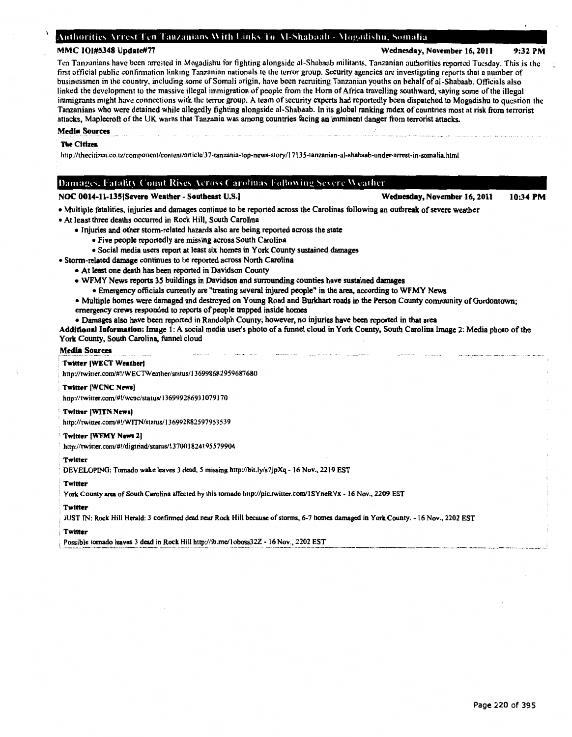## Authorities Arrest Ten Tanzanians With Links To Al-Shabaab - Mogadishu, Somalia

**MMC IOI#5348 Update#77** **Wednesday, November 16, 2011 9:32 PM**

Ten Tanzanians have been arrested in Mogadishu for fighting alongside al-Shabaab militants, Tanzanian authorities reported Tuesday. This is the first official public confirmation linking Tanzanian nationals to the terror group. Security agencies are investigating reports that a number of businessmen in the country, including some of Somali origin, have been recruiting Tanzanian youths on behalf of al-Shabaab. Officials also linked the development to the massive illegal immigration of people from the Horn of Africa travelling southward, saying some of the illegal immigrants might have connections with the terror group. A team of security experts had reportedly been dispatched to Mogadishu to question the Tanzanians who were detained while allegedly fighting alongside al-Shabaab. In its global ranking index of countries most at risk from terrorist attacks, Maplecroft of the UK warns that Tanzania was among countries facing an imminent danger from terrorist attacks.

**Media Sources**

**The Citizen**

http://thecitizen.co.tz/component/content/article/37-tanzania-top-news-story/17135-tanzanian-al-shabaab-under-arrest-in-somalia.html

## Damages, Fatality Count Rises Across Carolinas Following Severe Weather

**NOC 0014-11-135[Severe Weather - Southeast U.S.]** **Wednesday, November 16, 2011 10:34 PM**

- Multiple fatalities, injuries and damages continue to be reported across the Carolinas following an outbreak of severe weather
- At least three deaths occurred in Rock Hill, South Carolina
  - Injuries and other storm-related hazards also are being reported across the state
    - Five people reportedly are missing across South Carolina
    - Social media users report at least six homes in York County sustained damages
- Storm-related damage continues to be reported across North Carolina
  - At least one death has been reported in Davidson County
  - WFMY News reports 35 buildings in Davidson and surrounding counties have sustained damages
    - Emergency officials currently are "treating several injured people" in the area, according to WFMY News
  - Multiple homes were damaged and destroyed on Young Road and Burkhart roads in the Person County community of Gordontown; emergency crews responded to reports of people trapped inside homes
  - Damages also have been reported in Randolph County; however, no injuries have been reported in that area

**Additional Information:** Image 1: A social media user's photo of a funnel cloud in York County, South Carolina Image 2: Media photo of the York County, South Carolina, funnel cloud

**Media Sources**

**Twitter [WECT Weather]**

http://twitter.com/#!/WECTWeather/status/136998682959687680

**Twitter [WCNC News]**

http://twitter.com/#!/wcnc/status/136999286931079170

**Twitter [WITN News]**

http://twitter.com/#!/WITN/status/136992882597953539

**Twitter [WFMY News 2]**

http://twitter.com/#!/digtriad/status/137001824195579904

**Twitter**

DEVELOPING: Tornado wake leaves 3 dead, 5 missing http://bit.ly/s7jpXq - 16 Nov., 2219 EST

**Twitter**

York County area of South Carolina affected by this tornado http://pic.twitter.com/1SYneRVx - 16 Nov., 2209 EST

**Twitter**

JUST IN: Rock Hill Herald: 3 confirmed dead near Rock Hill because of storms, 6-7 homes damaged in York County. - 16 Nov., 2202 EST

**Twitter**

Possible tornado leaves 3 dead in Rock Hill http://fb.me/1oboss32Z - 16 Nov., 2202 EST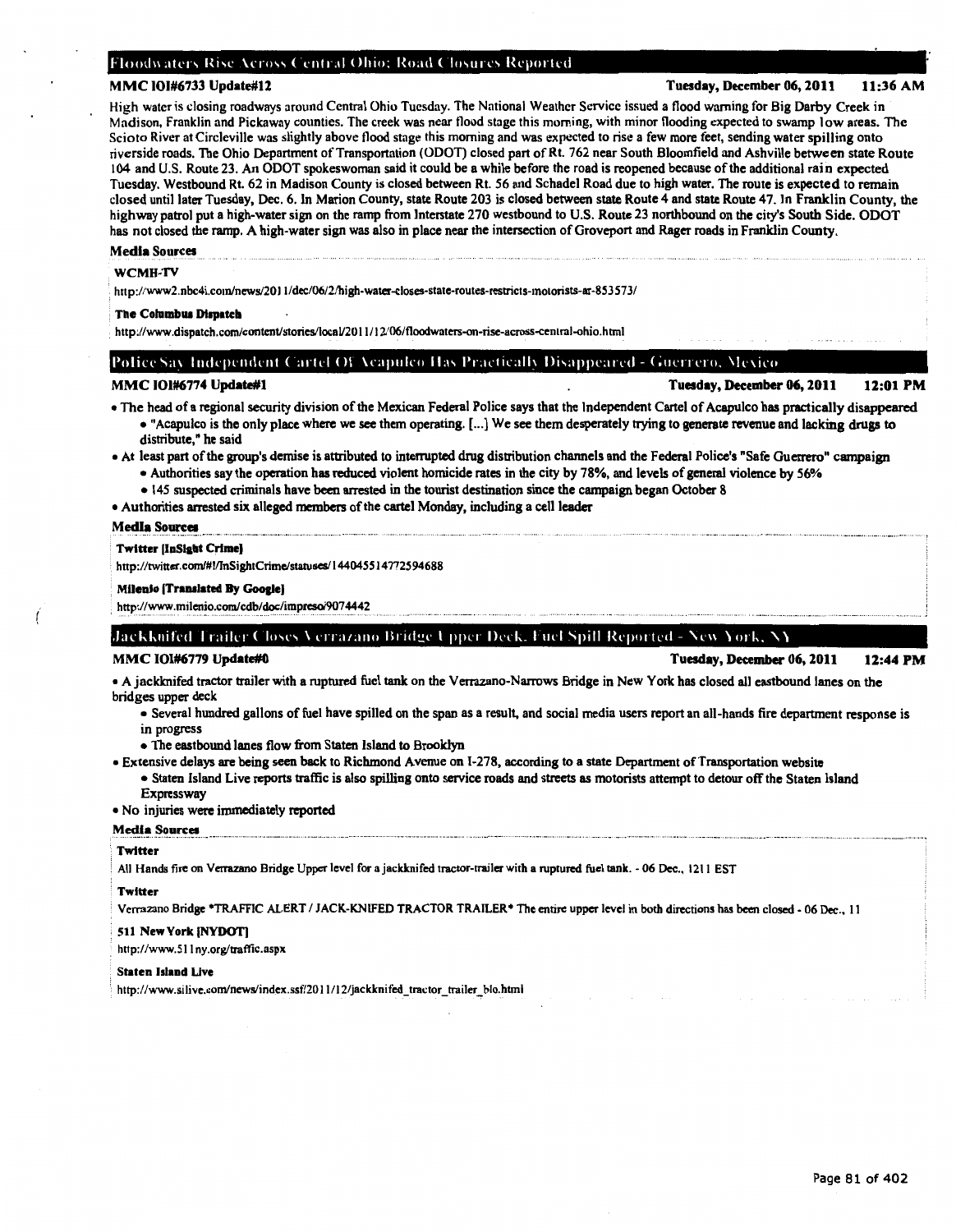## Floodwaters Rise Across Central Ohio; Road Closures Reported

**MMC IOI#6733 Update#12** **Tuesday, December 06, 2011 11:36 AM**

High water is closing roadways around Central Ohio Tuesday. The National Weather Service issued a flood warning for Big Darby Creek in Madison, Franklin and Pickaway counties. The creek was near flood stage this morning, with minor flooding expected to swamp low areas. The Scioto River at Circleville was slightly above flood stage this morning and was expected to rise a few more feet, sending water spilling onto riverside roads. The Ohio Department of Transportation (ODOT) closed part of Rt. 762 near South Bloomfield and Ashville between state Route 104 and U.S. Route 23. An ODOT spokeswoman said it could be a while before the road is reopened because of the additional rain expected Tuesday. Westbound Rt. 62 in Madison County is closed between Rt. 56 and Schadel Road due to high water. The route is expected to remain closed until later Tuesday, Dec. 6. In Marion County, state Route 203 is closed between state Route 4 and state Route 47. In Franklin County, the highway patrol put a high-water sign on the ramp from Interstate 270 westbound to U.S. Route 23 northbound on the city's South Side. ODOT has not closed the ramp. A high-water sign was also in place near the intersection of Groveport and Rager roads in Franklin County.

**Media Sources**

**WCMH-TV**

http://www2.nbc4i.com/news/2011/dec/06/2/high-water-closes-state-routes-restricts-motorists-ar-853573/

**The Columbus Dispatch**

http://www.dispatch.com/content/stories/local/2011/12/06/floodwaters-on-rise-across-central-ohio.html

## Police Say Independent Cartel Of Acapulco Has Practically Disappeared - Guerrero, Mexico

**MMC IOI#6774 Update#1** **Tuesday, December 06, 2011 12:01 PM**

- The head of a regional security division of the Mexican Federal Police says that the Independent Cartel of Acapulco has practically disappeared
  - "Acapulco is the only place where we see them operating. [...] We see them desperately trying to generate revenue and lacking drugs to distribute," he said
- At least part of the group's demise is attributed to interrupted drug distribution channels and the Federal Police's "Safe Guerrero" campaign
  - Authorities say the operation has reduced violent homicide rates in the city by 78%, and levels of general violence by 56%
  - 145 suspected criminals have been arrested in the tourist destination since the campaign began October 8
- Authorities arrested six alleged members of the cartel Monday, including a cell leader

**Media Sources**

**Twitter [InSight Crime]**

http://twitter.com/#!/InSightCrime/statuses/144045514772594688

**Milenio [Translated By Google]**

http://www.milenio.com/cdb/doc/impreso/9074442

## Jackknifed Trailer Closes Verrazano Bridge Upper Deck, Fuel Spill Reported - New York, NY

**MMC IOI#6779 Update#0** **Tuesday, December 06, 2011 12:44 PM**

- A jackknifed tractor trailer with a ruptured fuel tank on the Verrazano-Narrows Bridge in New York has closed all eastbound lanes on the bridges upper deck
  - Several hundred gallons of fuel have spilled on the span as a result, and social media users report an all-hands fire department response is in progress
  - The eastbound lanes flow from Staten Island to Brooklyn
- Extensive delays are being seen back to Richmond Avenue on I-278, according to a state Department of Transportation website
  - Staten Island Live reports traffic is also spilling onto service roads and streets as motorists attempt to detour off the Staten Island Expressway
- No injuries were immediately reported

**Media Sources**

**Twitter**

All Hands fire on Verrazano Bridge Upper level for a jackknifed tractor-trailer with a ruptured fuel tank. - 06 Dec., 1211 EST

**Twitter**

Verrazano Bridge *TRAFFIC ALERT / JACK-KNIFED TRACTOR TRAILER* The entire upper level in both directions has been closed - 06 Dec., 11

**511 New York [NYDOT]**

http://www.511ny.org/traffic.aspx

**Staten Island Live**

http://www.silive.com/news/index.ssf/2011/12/jackknifed_tractor_trailer_blo.html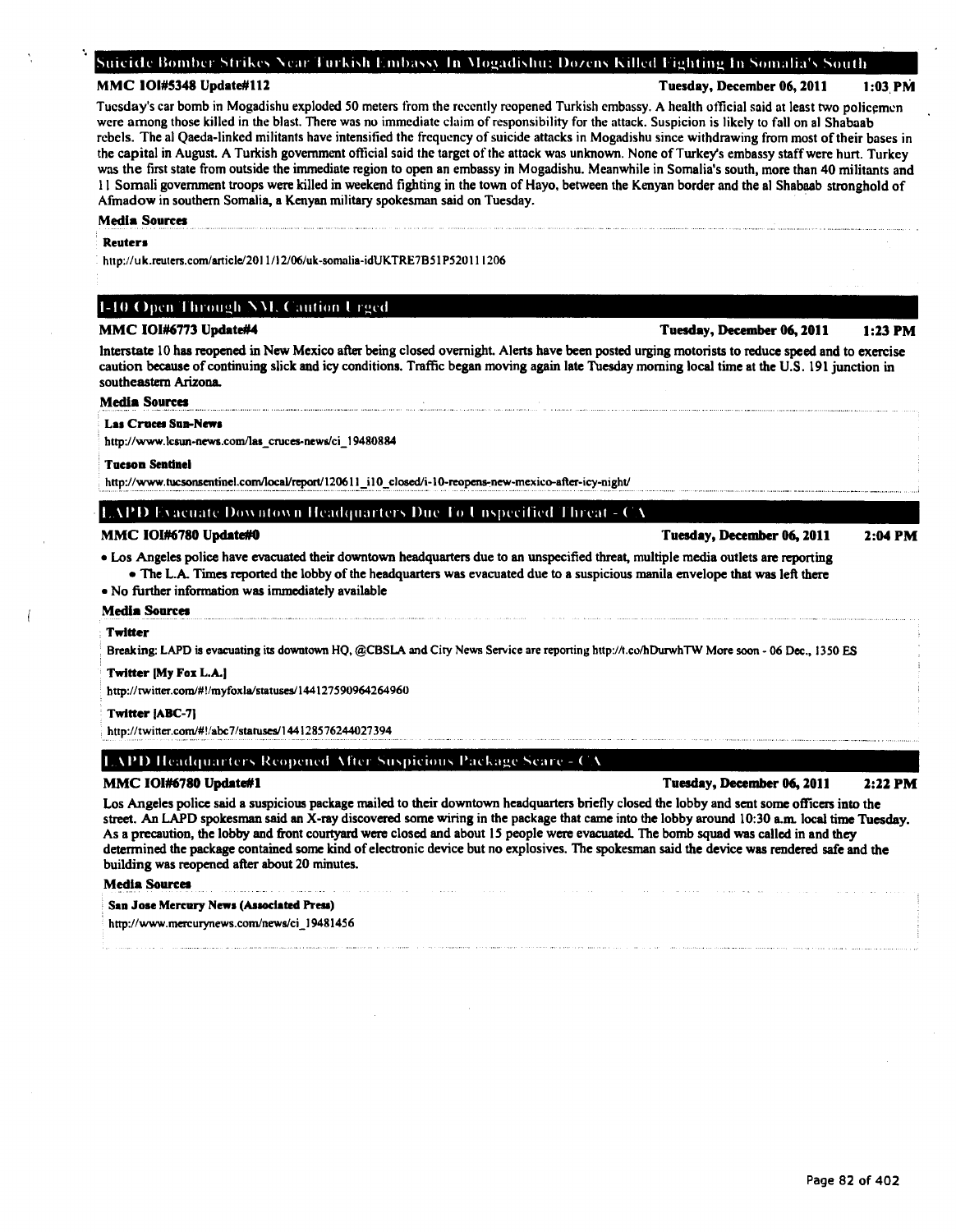## Suicide Bomber Strikes Near Turkish Embassy In Mogadishu; Dozens Killed Fighting In Somalia's South

**MMC IOI#5348 Update#112** **Tuesday, December 06, 2011 1:03 PM**

Tuesday's car bomb in Mogadishu exploded 50 meters from the recently reopened Turkish embassy. A health official said at least two policemen were among those killed in the blast. There was no immediate claim of responsibility for the attack. Suspicion is likely to fall on al Shabaab rebels. The al Qaeda-linked militants have intensified the frequency of suicide attacks in Mogadishu since withdrawing from most of their bases in the capital in August. A Turkish government official said the target of the attack was unknown. None of Turkey's embassy staff were hurt. Turkey was the first state from outside the immediate region to open an embassy in Mogadishu. Meanwhile in Somalia's south, more than 40 militants and 11 Somali government troops were killed in weekend fighting in the town of Hayo, between the Kenyan border and the al Shabaab stronghold of Afmadow in southern Somalia, a Kenyan military spokesman said on Tuesday.

**Media Sources**

**Reuters**

http://uk.reuters.com/article/2011/12/06/uk-somalia-idUKTRE7B51P520111206

## I-10 Open Through NM, Caution Urged

**MMC IOI#6773 Update#4** **Tuesday, December 06, 2011 1:23 PM**

Interstate 10 has reopened in New Mexico after being closed overnight. Alerts have been posted urging motorists to reduce speed and to exercise caution because of continuing slick and icy conditions. Traffic began moving again late Tuesday morning local time at the U.S. 191 junction in southeastern Arizona.

**Media Sources**

**Las Cruces Sun-News**

http://www.lcsun-news.com/las_cruces-news/ci_19480884

**Tucson Sentinel**

http://www.tucsonsentinel.com/local/report/120611_i10_closed/i-10-reopens-new-mexico-after-icy-night/

## LAPD Evacuate Downtown Headquarters Due To Unspecified Threat - CA

**MMC IOI#6780 Update#0** **Tuesday, December 06, 2011 2:04 PM**

- Los Angeles police have evacuated their downtown headquarters due to an unspecified threat, multiple media outlets are reporting
  - The L.A. Times reported the lobby of the headquarters was evacuated due to a suspicious manila envelope that was left there
- No further information was immediately available

**Media Sources**

**Twitter**

Breaking: LAPD is evacuating its downtown HQ, @CBSLA and City News Service are reporting http://t.co/hDurwhTW More soon - 06 Dec., 1350 ES

**Twitter [My Fox L.A.]**

http://twitter.com/#!/myfoxla/statuses/144127590964264960

**Twitter [ABC-7]**

http://twitter.com/#!/abc7/statuses/144128576244027394

## LAPD Headquarters Reopened After Suspicious Package Scare - CA

**MMC IOI#6780 Update#1** **Tuesday, December 06, 2011 2:22 PM**

Los Angeles police said a suspicious package mailed to their downtown headquarters briefly closed the lobby and sent some officers into the street. An LAPD spokesman said an X-ray discovered some wiring in the package that came into the lobby around 10:30 a.m. local time Tuesday. As a precaution, the lobby and front courtyard were closed and about 15 people were evacuated. The bomb squad was called in and they determined the package contained some kind of electronic device but no explosives. The spokesman said the device was rendered safe and the building was reopened after about 20 minutes.

**Media Sources**

**San Jose Mercury News (Associated Press)**

http://www.mercurynews.com/news/ci_19481456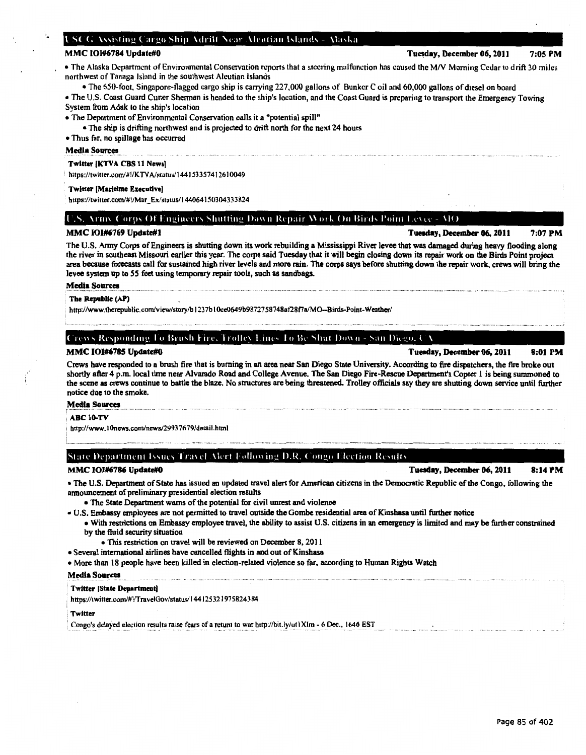## USCG Assisting Cargo Ship Adrift Near Aleutian Islands - Alaska

**MMC IOI#6784 Update#0** **Tuesday, December 06, 2011 7:05 PM**

- The Alaska Department of Environmental Conservation reports that a steering malfunction has caused the M/V Morning Cedar to drift 30 miles northwest of Tanaga Island in the southwest Aleutian Islands
  - The 650-foot, Singapore-flagged cargo ship is carrying 227,000 gallons of Bunker C oil and 60,000 gallons of diesel on board
- The U.S. Coast Guard Cutter Sherman is headed to the ship's location, and the Coast Guard is preparing to transport the Emergency Towing System from Adak to the ship's location
- The Department of Environmental Conservation calls it a "potential spill"
  - The ship is drifting northwest and is projected to drift north for the next 24 hours
- Thus far, no spillage has occurred

**Media Sources**

**Twitter [KTVA CBS 11 News]**

https://twitter.com/#!/KTVA/status/144153357412610049

**Twitter [Maritime Executive]**

https://twitter.com/#!/Mar_Ex/status/144064150304333824

## U.S. Army Corps Of Engineers Shutting Down Repair Work On Birds Point Levee - MO

**MMC IOI#6769 Update#1** **Tuesday, December 06, 2011 7:07 PM**

The U.S. Army Corps of Engineers is shutting down its work rebuilding a Mississippi River levee that was damaged during heavy flooding along the river in southeast Missouri earlier this year. The corps said Tuesday that it will begin closing down its repair work on the Birds Point project area because forecasts call for sustained high river levels and more rain. The corps says before shutting down the repair work, crews will bring the levee system up to 55 feet using temporary repair tools, such as sandbags.

**Media Sources**

**The Republic (AP)**

http://www.therepublic.com/view/story/b1237b10ce0649b9872758748af28f7a/MO--Birds-Point-Weather/

## Crews Responding To Brush Fire, Trolley Lines To Be Shut Down - San Diego, CA

**MMC IOI#6785 Update#0** **Tuesday, December 06, 2011 8:01 PM**

Crews have responded to a brush fire that is burning in an area near San Diego State University. According to fire dispatchers, the fire broke out shortly after 4 p.m. local time near Alvarado Road and College Avenue. The San Diego Fire-Rescue Department's Copter 1 is being summoned to the scene as crews continue to battle the blaze. No structures are being threatened. Trolley officials say they are shutting down service until further notice due to the smoke.

**Media Sources**

**ABC 10-TV**

http://www.10news.com/news/29937679/detail.html

## State Department Issues Travel Alert Following D.R. Congo Election Results

**MMC IOI#6786 Update#0** **Tuesday, December 06, 2011 8:14 PM**

- The U.S. Department of State has issued an updated travel alert for American citizens in the Democratic Republic of the Congo, following the announcement of preliminary presidential election results
  - The State Department warns of the potential for civil unrest and violence
- U.S. Embassy employees are not permitted to travel outside the Gombe residential area of Kinshasa until further notice
  - With restrictions on Embassy employee travel, the ability to assist U.S. citizens in an emergency is limited and may be further constrained by the fluid security situation
    - This restriction on travel will be reviewed on December 8, 2011
- Several international airlines have cancelled flights in and out of Kinshasa
- More than 18 people have been killed in election-related violence so far, according to Human Rights Watch

**Media Sources**

**Twitter [State Department]**

https://twitter.com/#!/TravelGov/status/144125321975824384

**Twitter**

Congo's delayed election results raise fears of a return to war http://bit.ly/ut1XIm - 6 Dec., 1646 EST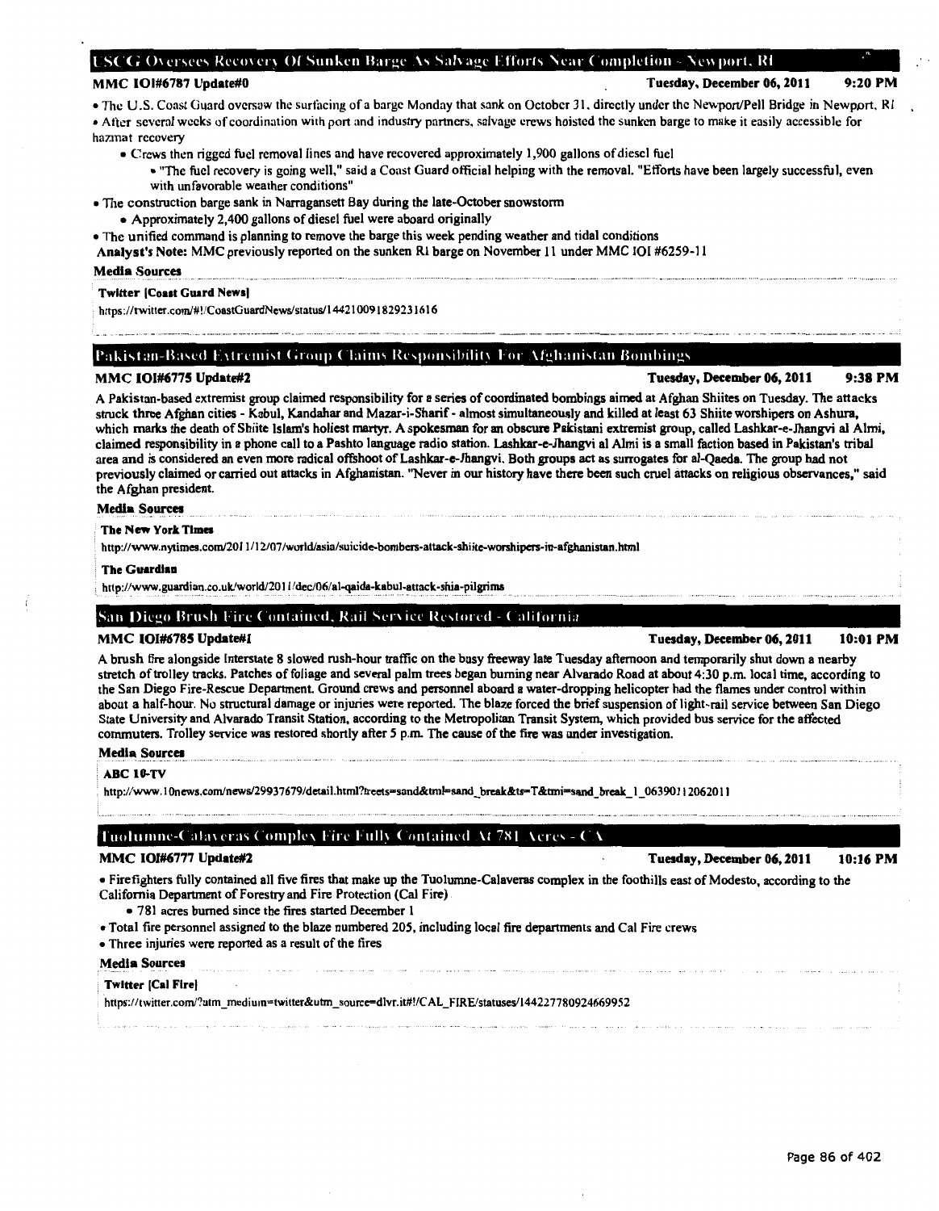## USCG Oversees Recovery Of Sunken Barge As Salvage Efforts Near Completion - Newport, RI

**MMC IOI#6787 Update#0** **Tuesday, December 06, 2011 9:20 PM**

- The U.S. Coast Guard oversaw the surfacing of a barge Monday that sank on October 31, directly under the Newport/Pell Bridge in Newport, RI
- After several weeks of coordination with port and industry partners, salvage crews hoisted the sunken barge to make it easily accessible for hazmat recovery
    - Crews then rigged fuel removal lines and have recovered approximately 1,900 gallons of diesel fuel
        - "The fuel recovery is going well," said a Coast Guard official helping with the removal. "Efforts have been largely successful, even with unfavorable weather conditions"
- The construction barge sank in Narragansett Bay during the late-October snowstorm
    - Approximately 2,400 gallons of diesel fuel were aboard originally
- The unified command is planning to remove the barge this week pending weather and tidal conditions

**Analyst's Note:** MMC previously reported on the sunken RI barge on November 11 under MMC IOI #6259-11

**Media Sources**

**Twitter [Coast Guard News]**

https://twitter.com/#!/CoastGuardNews/status/144210091829231616

## Pakistan-Based Extremist Group Claims Responsibility For Afghanistan Bombings

**MMC IOI#6775 Update#2** **Tuesday, December 06, 2011 9:38 PM**

A Pakistan-based extremist group claimed responsibility for a series of coordinated bombings aimed at Afghan Shiites on Tuesday. The attacks struck three Afghan cities - Kabul, Kandahar and Mazar-i-Sharif - almost simultaneously and killed at least 63 Shiite worshipers on Ashura, which marks the death of Shiite Islam's holiest martyr. A spokesman for an obscure Pakistani extremist group, called Lashkar-e-Jhangvi al Almi, claimed responsibility in a phone call to a Pashto language radio station. Lashkar-e-Jhangvi al Almi is a small faction based in Pakistan's tribal area and is considered an even more radical offshoot of Lashkar-e-Jhangvi. Both groups act as surrogates for al-Qaeda. The group had not previously claimed or carried out attacks in Afghanistan. "Never in our history have there been such cruel attacks on religious observances," said the Afghan president.

**Media Sources**

**The New York Times**

http://www.nytimes.com/2011/12/07/world/asia/suicide-bombers-attack-shiite-worshipers-in-afghanistan.html

**The Guardian**

http://www.guardian.co.uk/world/2011/dec/06/al-qaida-kabul-attack-shia-pilgrims

## San Diego Brush Fire Contained, Rail Service Restored - California

**MMC IOI#6785 Update#1** **Tuesday, December 06, 2011 10:01 PM**

A brush fire alongside Interstate 8 slowed rush-hour traffic on the busy freeway late Tuesday afternoon and temporarily shut down a nearby stretch of trolley tracks. Patches of foliage and several palm trees began burning near Alvarado Road at about 4:30 p.m. local time, according to the San Diego Fire-Rescue Department. Ground crews and personnel aboard a water-dropping helicopter had the flames under control within about a half-hour. No structural damage or injuries were reported. The blaze forced the brief suspension of light-rail service between San Diego State University and Alvarado Transit Station, according to the Metropolitan Transit System, which provided bus service for the affected commuters. Trolley service was restored shortly after 5 p.m. The cause of the fire was under investigation.

**Media Sources**

**ABC 10-TV**

http://www.10news.com/news/29937679/detail.html?treets=sand&tml=sand_break&ts=T&tmi=sand_break_1_06390112062011

## Tuolumne-Calaveras Complex Fire Fully Contained At 781 Acres - CA

**MMC IOI#6777 Update#2** **Tuesday, December 06, 2011 10:16 PM**

- Firefighters fully contained all five fires that make up the Tuolumne-Calaveras complex in the foothills east of Modesto, according to the California Department of Forestry and Fire Protection (Cal Fire)
    - 781 acres burned since the fires started December 1
- Total fire personnel assigned to the blaze numbered 205, including local fire departments and Cal Fire crews
- Three injuries were reported as a result of the fires

**Media Sources**

**Twitter [Cal Fire]**

https://twitter.com/?utm_medium=twitter&utm_source=dlvr.it#!/CAL_FIRE/statuses/144227780924669952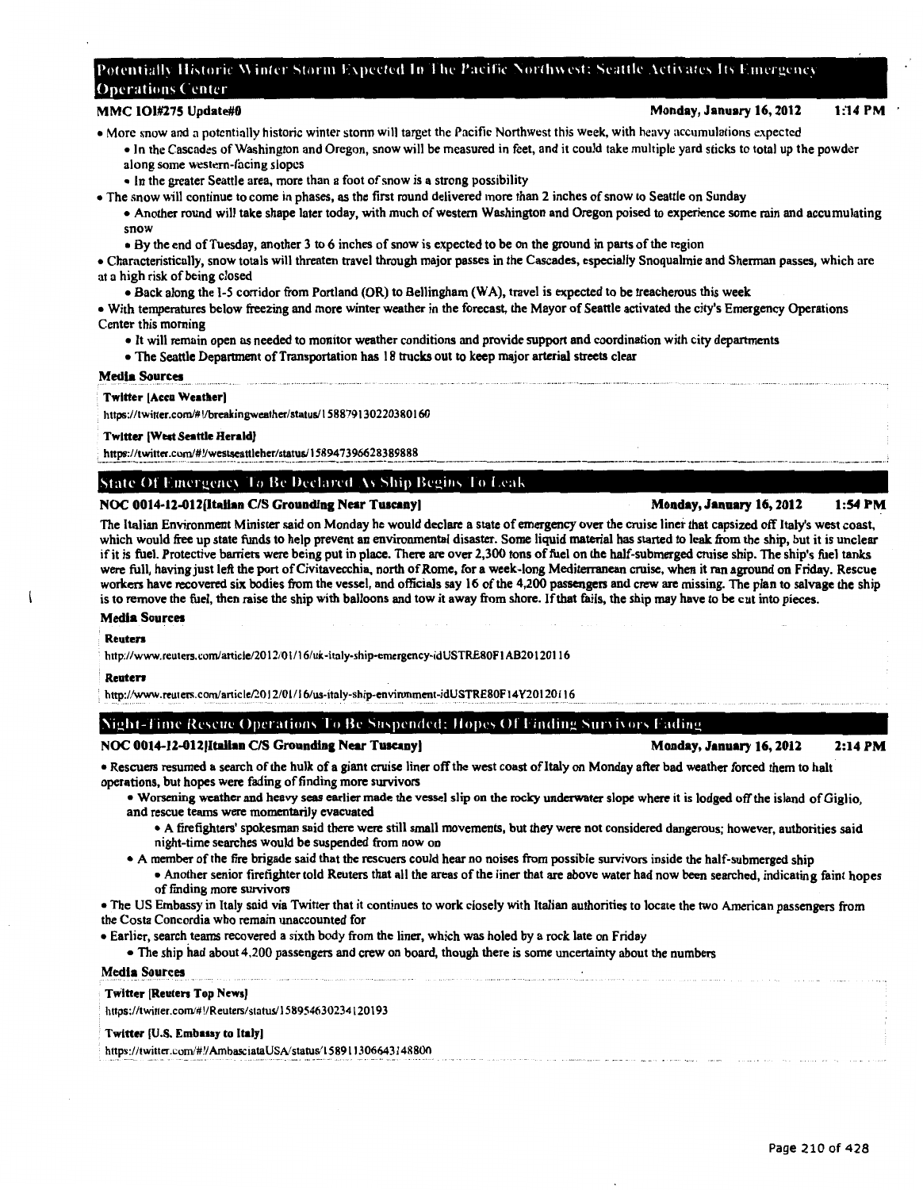## Potentially Historic Winter Storm Expected In The Pacific Northwest: Seattle Activates Its Emergency Operations Center

**MMC IOI#275 Update#0** — **Monday, January 16, 2012 1:14 PM**

- More snow and a potentially historic winter storm will target the Pacific Northwest this week, with heavy accumulations expected
  - In the Cascades of Washington and Oregon, snow will be measured in feet, and it could take multiple yard sticks to total up the powder along some western-facing slopes
  - In the greater Seattle area, more than a foot of snow is a strong possibility
- The snow will continue to come in phases, as the first round delivered more than 2 inches of snow to Seattle on Sunday
  - Another round will take shape later today, with much of western Washington and Oregon poised to experience some rain and accumulating snow
  - By the end of Tuesday, another 3 to 6 inches of snow is expected to be on the ground in parts of the region
- Characteristically, snow totals will threaten travel through major passes in the Cascades, especially Snoqualmie and Sherman passes, which are at a high risk of being closed
  - Back along the I-5 corridor from Portland (OR) to Bellingham (WA), travel is expected to be treacherous this week
- With temperatures below freezing and more winter weather in the forecast, the Mayor of Seattle activated the city's Emergency Operations Center this morning
  - It will remain open as needed to monitor weather conditions and provide support and coordination with city departments
  - The Seattle Department of Transportation has 18 trucks out to keep major arterial streets clear

**Media Sources**

**Twitter [Accu Weather]**
https://twitter.com/#!/breakingweather/status/158879130220380160

**Twitter [West Seattle Herald]**
https://twitter.com/#!/westseattleher/status/158947396628389888

## State Of Emergency To Be Declared As Ship Begins To Leak

**NOC 0014-12-012[Italian C/S Grounding Near Tuscany]** — **Monday, January 16, 2012 1:54 PM**

The Italian Environment Minister said on Monday he would declare a state of emergency over the cruise liner that capsized off Italy's west coast, which would free up state funds to help prevent an environmental disaster. Some liquid material has started to leak from the ship, but it is unclear if it is fuel. Protective barriers were being put in place. There are over 2,300 tons of fuel on the half-submerged cruise ship. The ship's fuel tanks were full, having just left the port of Civitavecchia, north of Rome, for a week-long Mediterranean cruise, when it ran aground on Friday. Rescue workers have recovered six bodies from the vessel, and officials say 16 of the 4,200 passengers and crew are missing. The plan to salvage the ship is to remove the fuel, then raise the ship with balloons and tow it away from shore. If that fails, the ship may have to be cut into pieces.

**Media Sources**

**Reuters**
http://www.reuters.com/article/2012/01/16/uk-italy-ship-emergency-idUSTRE80F1AB20120116

**Reuters**
http://www.reuters.com/article/2012/01/16/us-italy-ship-environment-idUSTRE80F14Y20120116

## Night-Time Rescue Operations To Be Suspended; Hopes Of Finding Survivors Fading

**NOC 0014-12-012[Italian C/S Grounding Near Tuscany]** — **Monday, January 16, 2012 2:14 PM**

- Rescuers resumed a search of the hulk of a giant cruise liner off the west coast of Italy on Monday after bad weather forced them to halt operations, but hopes were fading of finding more survivors
  - Worsening weather and heavy seas earlier made the vessel slip on the rocky underwater slope where it is lodged off the island of Giglio, and rescue teams were momentarily evacuated
    - A firefighters' spokesman said there were still small movements, but they were not considered dangerous; however, authorities said night-time searches would be suspended from now on
  - A member of the fire brigade said that the rescuers could hear no noises from possible survivors inside the half-submerged ship
    - Another senior firefighter told Reuters that all the areas of the liner that are above water had now been searched, indicating faint hopes of finding more survivors
- The US Embassy in Italy said via Twitter that it continues to work closely with Italian authorities to locate the two American passengers from the Costa Concordia who remain unaccounted for
- Earlier, search teams recovered a sixth body from the liner, which was holed by a rock late on Friday
  - The ship had about 4,200 passengers and crew on board, though there is some uncertainty about the numbers

**Media Sources**

**Twitter [Reuters Top News]**
https://twitter.com/#!/Reuters/status/158954630234120193

**Twitter [U.S. Embassy to Italy]**
https://twitter.com/#!/AmbasciataUSA/status/158911306643148800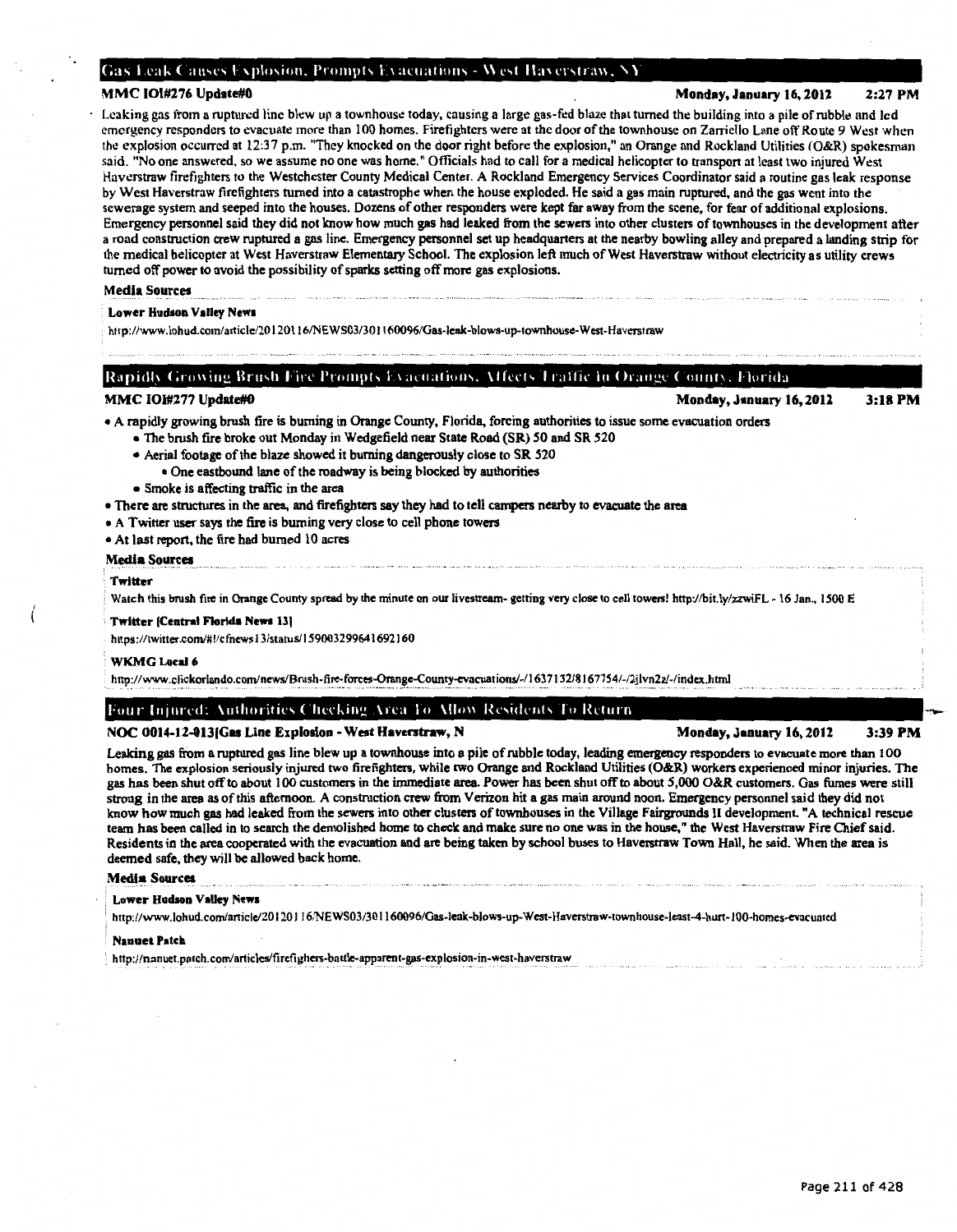## Gas Leak Causes Explosion, Prompts Evacuations - West Haverstraw, NY

**MMC IOI#276 Update#0** **Monday, January 16, 2012 2:27 PM**

Leaking gas from a ruptured line blew up a townhouse today, causing a large gas-fed blaze that turned the building into a pile of rubble and led emergency responders to evacuate more than 100 homes. Firefighters were at the door of the townhouse on Zarriello Lane off Route 9 West when the explosion occurred at 12:37 p.m. "They knocked on the door right before the explosion," an Orange and Rockland Utilities (O&R) spokesman said. "No one answered, so we assume no one was home." Officials had to call for a medical helicopter to transport at least two injured West Haverstraw firefighters to the Westchester County Medical Center. A Rockland Emergency Services Coordinator said a routine gas leak response by West Haverstraw firefighters turned into a catastrophe when the house exploded. He said a gas main ruptured, and the gas went into the sewerage system and seeped into the houses. Dozens of other responders were kept far away from the scene, for fear of additional explosions. Emergency personnel said they did not know how much gas had leaked from the sewers into other clusters of townhouses in the development after a road construction crew ruptured a gas line. Emergency personnel set up headquarters at the nearby bowling alley and prepared a landing strip for the medical helicopter at West Haverstraw Elementary School. The explosion left much of West Haverstraw without electricity as utility crews turned off power to avoid the possibility of sparks setting off more gas explosions.

**Media Sources**

**Lower Hudson Valley News**

http://www.lohud.com/article/20120116/NEWS03/301160096/Gas-leak-blows-up-townhouse-West-Haverstraw

## Rapidly Growing Brush Fire Prompts Evacuations, Affects Traffic In Orange County, Florida

**MMC IOI#277 Update#0** **Monday, January 16, 2012 3:18 PM**

- A rapidly growing brush fire is burning in Orange County, Florida, forcing authorities to issue some evacuation orders
  - The brush fire broke out Monday in Wedgefield near State Road (SR) 50 and SR 520
  - Aerial footage of the blaze showed it burning dangerously close to SR 520
    - One eastbound lane of the roadway is being blocked by authorities
  - Smoke is affecting traffic in the area
- There are structures in the area, and firefighters say they had to tell campers nearby to evacuate the area
- A Twitter user says the fire is burning very close to cell phone towers
- At last report, the fire had burned 10 acres

**Media Sources**

**Twitter**

Watch this brush fire in Orange County spread by the minute on our livestream- getting very close to cell towers! http://bit.ly/zzwiFL - 16 Jan., 1500 E

**Twitter [Central Florida News 13]**

https://twitter.com/#!/cfnews13/status/159003299641692160

**WKMG Local 6**

http://www.clickorlando.com/news/Brush-fire-forces-Orange-County-evacuations/-/1637132/8167754/-/2jlvn2z/-/index.html

## Four Injured; Authorities Checking Area To Allow Residents To Return

**NOC 0014-12-013[Gas Line Explosion - West Haverstraw, N** **Monday, January 16, 2012 3:39 PM**

Leaking gas from a ruptured gas line blew up a townhouse into a pile of rubble today, leading emergency responders to evacuate more than 100 homes. The explosion seriously injured two firefighters, while two Orange and Rockland Utilities (O&R) workers experienced minor injuries. The gas has been shut off to about 100 customers in the immediate area. Power has been shut off to about 5,000 O&R customers. Gas fumes were still strong in the area as of this afternoon. A construction crew from Verizon hit a gas main around noon. Emergency personnel said they did not know how much gas had leaked from the sewers into other clusters of townhouses in the Village Fairgrounds II development. "A technical rescue team has been called in to search the demolished home to check and make sure no one was in the house," the West Haverstraw Fire Chief said. Residents in the area cooperated with the evacuation and are being taken by school buses to Haverstraw Town Hall, he said. When the area is deemed safe, they will be allowed back home.

**Media Sources**

**Lower Hudson Valley News**

http://www.lohud.com/article/20120116/NEWS03/301160096/Gas-leak-blows-up-West-Haverstraw-townhouse-least-4-hurt-100-homes-evacuated

**Nanuet Patch**

http://nanuet.patch.com/articles/firefighters-battle-apparent-gas-explosion-in-west-haverstraw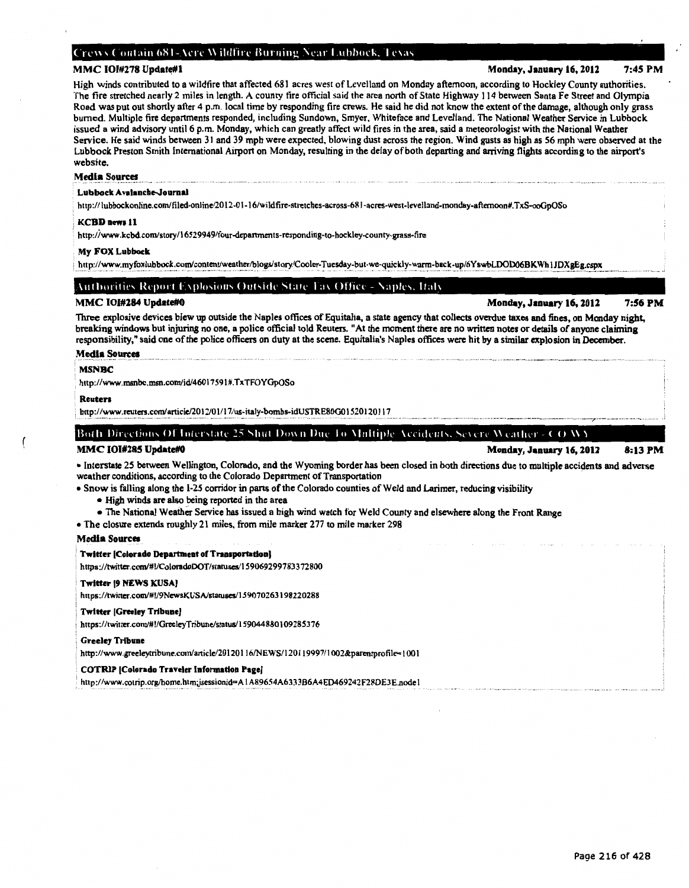## Crews Contain 681-Acre Wildfire Burning Near Lubbock, Texas

**MMC IOI#278 Update#1** **Monday, January 16, 2012 7:45 PM**

High winds contributed to a wildfire that affected 681 acres west of Levelland on Monday afternoon, according to Hockley County authorities. The fire stretched nearly 2 miles in length. A county fire official said the area north of State Highway 114 between Santa Fe Street and Olympia Road was put out shortly after 4 p.m. local time by responding fire crews. He said he did not know the extent of the damage, although only grass burned. Multiple fire departments responded, including Sundown, Smyer, Whiteface and Levelland. The National Weather Service in Lubbock issued a wind advisory until 6 p.m. Monday, which can greatly affect wild fires in the area, said a meteorologist with the National Weather Service. He said winds between 31 and 39 mph were expected, blowing dust across the region. Wind gusts as high as 56 mph were observed at the Lubbock Preston Smith International Airport on Monday, resulting in the delay of both departing and arriving flights according to the airport's website.

**Media Sources**

**Lubbock Avalanche-Journal**

http://lubbockonline.com/filed-online/2012-01-16/wildfire-stretches-across-681-acres-west-levelland-monday-afternoon#.TxS-ooGpOSo

**KCBD news 11**

http://www.kcbd.com/story/16529949/four-departments-responding-to-hockley-county-grass-fire

**My FOX Lubbock**

http://www.myfoxlubbock.com/content/weather/blogs/story/Cooler-Tuesday-but-we-quickly-warm-back-up/6YswbLDOD06BKWh1JDXgEg.cspx

## Authorities Report Explosions Outside State Tax Office - Naples, Italy

**MMC IOI#284 Update#0** **Monday, January 16, 2012 7:56 PM**

Three explosive devices blew up outside the Naples offices of Equitalia, a state agency that collects overdue taxes and fines, on Monday night, breaking windows but injuring no one, a police official told Reuters. "At the moment there are no written notes or details of anyone claiming responsibility," said one of the police officers on duty at the scene. Equitalia's Naples offices were hit by a similar explosion in December.

**Media Sources**

**MSNBC**

http://www.msnbc.msn.com/id/46017591#.TxTFOYGpOSo

**Reuters**

http://www.reuters.com/article/2012/01/17/us-italy-bombs-idUSTRE80G01520120117

## Both Directions Of Interstate 25 Shut Down Due To Multiple Accidents, Severe Weather - CO WY

**MMC IOI#285 Update#0** **Monday, January 16, 2012 8:13 PM**

- Interstate 25 between Wellington, Colorado, and the Wyoming border has been closed in both directions due to multiple accidents and adverse weather conditions, according to the Colorado Department of Transportation
- Snow is falling along the I-25 corridor in parts of the Colorado counties of Weld and Larimer, reducing visibility
  - High winds are also being reported in the area
  - The National Weather Service has issued a high wind watch for Weld County and elsewhere along the Front Range
- The closure extends roughly 21 miles, from mile marker 277 to mile marker 298

**Media Sources**

**Twitter [Colorado Department of Transportation]**

https://twitter.com/#!/ColoradoDOT/statuses/159069299783372800

**Twitter [9 NEWS KUSA]**

https://twitter.com/#!/9NewsKUSA/statuses/159070263198220288

**Twitter [Greeley Tribune]**

https://twitter.com/#!/GreeleyTribune/status/159044880109285376

**Greeley Tribune**

http://www.greeleytribune.com/article/20120116/NEWS/120119997/1002&parentprofile=1001

**COTRIP [Colorado Traveler Information Page]**

http://www.cotrip.org/home.htm;jsessionid=A1A89654A6333B6A4ED469242F28DE3E.node1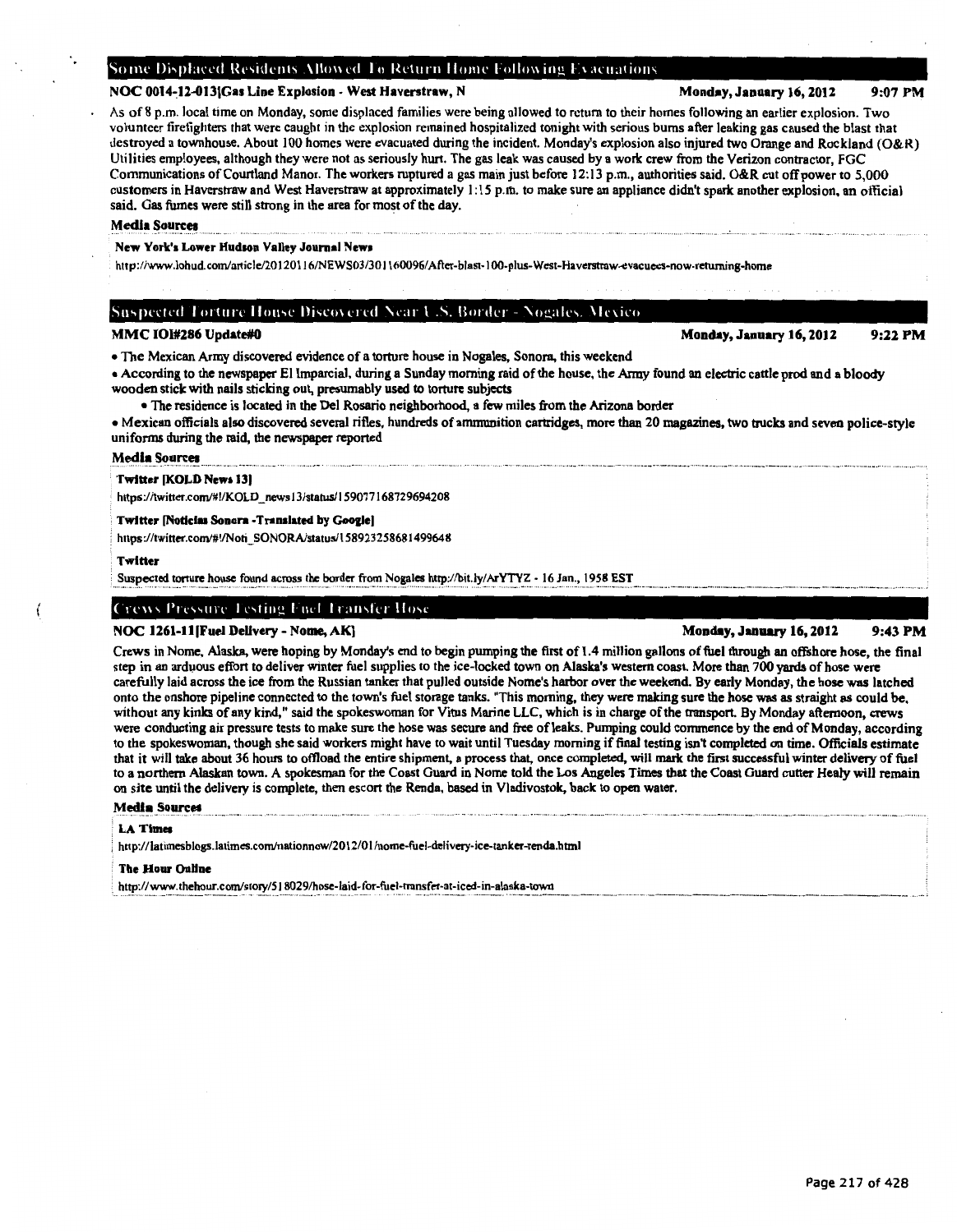## Some Displaced Residents Allowed To Return Home Following Evacuations

**NOC 0014-12-013|Gas Line Explosion - West Haverstraw, N** **Monday, January 16, 2012 9:07 PM**

As of 8 p.m. local time on Monday, some displaced families were being allowed to return to their homes following an earlier explosion. Two volunteer firefighters that were caught in the explosion remained hospitalized tonight with serious burns after leaking gas caused the blast that destroyed a townhouse. About 100 homes were evacuated during the incident. Monday's explosion also injured two Orange and Rockland (O&R) Utilities employees, although they were not as seriously hurt. The gas leak was caused by a work crew from the Verizon contractor, FGC Communications of Courtland Manor. The workers ruptured a gas main just before 12:13 p.m., authorities said. O&R cut off power to 5,000 customers in Haverstraw and West Haverstraw at approximately 1:15 p.m. to make sure an appliance didn't spark another explosion, an official said. Gas fumes were still strong in the area for most of the day.

**Media Sources**

**New York's Lower Hudson Valley Journal News**

http://www.lohud.com/article/20120116/NEWS03/301160096/After-blast-100-plus-West-Haverstraw-evacuees-now-returning-home

## Suspected Torture House Discovered Near U.S. Border - Nogales, Mexico

**MMC IOI#286 Update#0** **Monday, January 16, 2012 9:22 PM**

- The Mexican Army discovered evidence of a torture house in Nogales, Sonora, this weekend
- According to the newspaper El Imparcial, during a Sunday morning raid of the house, the Army found an electric cattle prod and a bloody wooden stick with nails sticking out, presumably used to torture subjects
  - The residence is located in the Del Rosario neighborhood, a few miles from the Arizona border
- Mexican officials also discovered several rifles, hundreds of ammunition cartridges, more than 20 magazines, two trucks and seven police-style uniforms during the raid, the newspaper reported

**Media Sources**

**Twitter [KOLD News 13]**

https://twitter.com/#!/KOLD_news13/status/159077168729694208

**Twitter [Noticias Sonora -Translated by Google]**

https://twitter.com/#!/Noti_SONORA/status/158923258681499648

**Twitter**

Suspected torture house found across the border from Nogales http://bit.ly/ArYTYZ - 16 Jan., 1958 EST

## Crews Pressure Testing Fuel Transfer Hose

**NOC 1261-11|Fuel Delivery - Nome, AK|** **Monday, January 16, 2012 9:43 PM**

Crews in Nome, Alaska, were hoping by Monday's end to begin pumping the first of 1.4 million gallons of fuel through an offshore hose, the final step in an arduous effort to deliver winter fuel supplies to the ice-locked town on Alaska's western coast. More than 700 yards of hose were carefully laid across the ice from the Russian tanker that pulled outside Nome's harbor over the weekend. By early Monday, the hose was latched onto the onshore pipeline connected to the town's fuel storage tanks. "This morning, they were making sure the hose was as straight as could be, without any kinks of any kind," said the spokeswoman for Vitus Marine LLC, which is in charge of the transport. By Monday afternoon, crews were conducting air pressure tests to make sure the hose was secure and free of leaks. Pumping could commence by the end of Monday, according to the spokeswoman, though she said workers might have to wait until Tuesday morning if final testing isn't completed on time. Officials estimate that it will take about 36 hours to offload the entire shipment, a process that, once completed, will mark the first successful winter delivery of fuel to a northern Alaskan town. A spokesman for the Coast Guard in Nome told the Los Angeles Times that the Coast Guard cutter Healy will remain on site until the delivery is complete, then escort the Renda, based in Vladivostok, back to open water.

**Media Sources**

**LA Times**

http://latimesblogs.latimes.com/nationnow/2012/01/nome-fuel-delivery-ice-tanker-renda.html

**The Hour Online**

http://www.thehour.com/story/518029/hose-laid-for-fuel-transfer-at-iced-in-alaska-town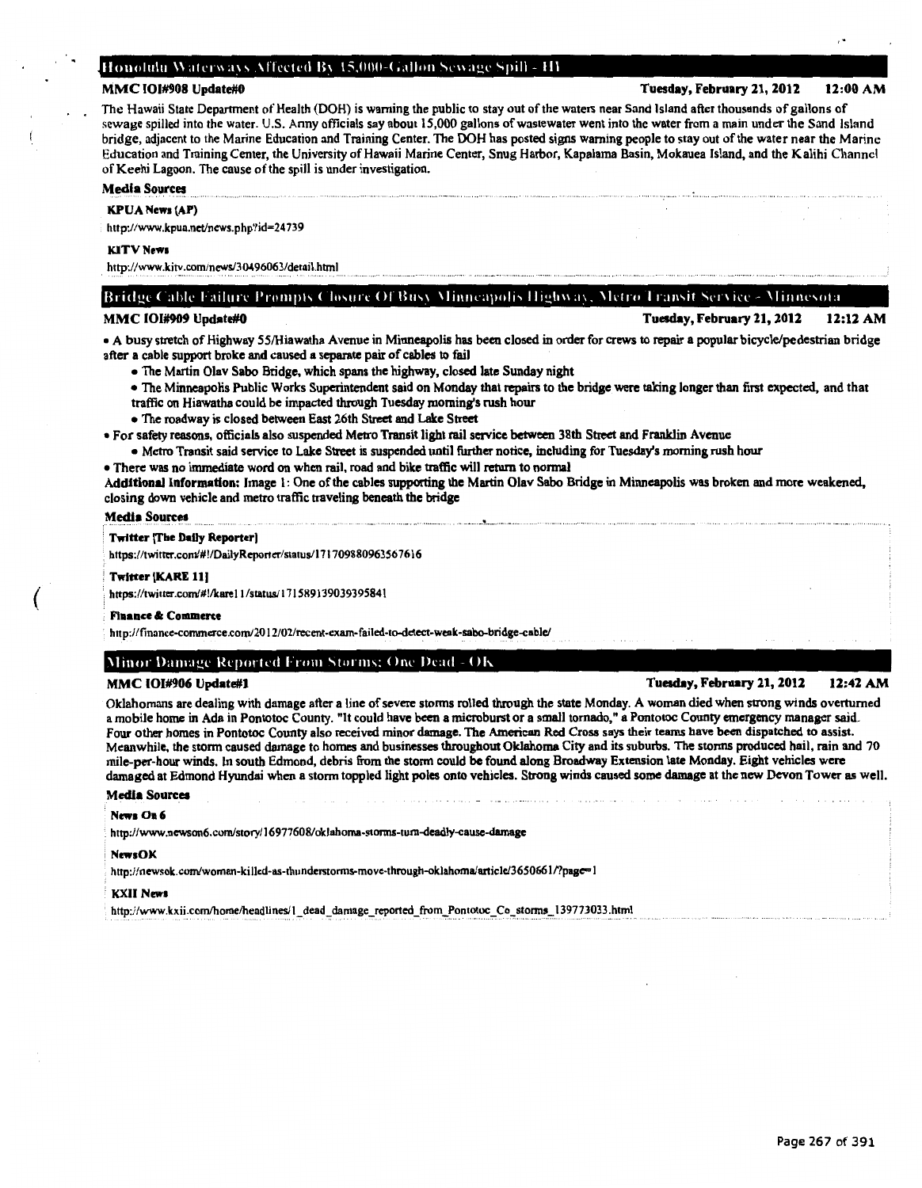## Honolulu Waterways Affected By 15,000-Gallon Sewage Spill - HI

**MMC IOI#908 Update#0** **Tuesday, February 21, 2012 12:00 AM**

The Hawaii State Department of Health (DOH) is warning the public to stay out of the waters near Sand Island after thousands of gallons of sewage spilled into the water. U.S. Army officials say about 15,000 gallons of wastewater went into the water from a main under the Sand Island bridge, adjacent to the Marine Education and Training Center. The DOH has posted signs warning people to stay out of the water near the Marine Education and Training Center, the University of Hawaii Marine Center, Snug Harbor, Kapalama Basin, Mokauea Island, and the Kalihi Channel of Keehi Lagoon. The cause of the spill is under investigation.

**Media Sources**

**KPUA News (AP)**

http://www.kpua.net/news.php?id=24739

**KITV News**

http://www.kitv.com/news/30496063/detail.html

## Bridge Cable Failure Prompts Closure Of Busy Minneapolis Highway, Metro Transit Service - Minnesota

**MMC IOI#909 Update#0** **Tuesday, February 21, 2012 12:12 AM**

- A busy stretch of Highway 55/Hiawatha Avenue in Minneapolis has been closed in order for crews to repair a popular bicycle/pedestrian bridge after a cable support broke and caused a separate pair of cables to fail
  - The Martin Olav Sabo Bridge, which spans the highway, closed late Sunday night
  - The Minneapolis Public Works Superintendent said on Monday that repairs to the bridge were taking longer than first expected, and that traffic on Hiawatha could be impacted through Tuesday morning's rush hour
  - The roadway is closed between East 26th Street and Lake Street
- For safety reasons, officials also suspended Metro Transit light rail service between 38th Street and Franklin Avenue
  - Metro Transit said service to Lake Street is suspended until further notice, including for Tuesday's morning rush hour
- There was no immediate word on when rail, road and bike traffic will return to normal

**Additional Information:** Image 1: One of the cables supporting the Martin Olav Sabo Bridge in Minneapolis was broken and more weakened, closing down vehicle and metro traffic traveling beneath the bridge

**Media Sources**

**Twitter (The Daily Reporter)**

https://twitter.com/#!/DailyReporter/status/171709880963567616

**Twitter (KARE 11)**

https://twitter.com/#!/kare11/status/171589139039395841

**Finance & Commerce**

http://finance-commerce.com/2012/02/recent-exam-failed-to-detect-weak-sabo-bridge-cable/

## Minor Damage Reported From Storms; One Dead - OK

**MMC IOI#906 Update#1** **Tuesday, February 21, 2012 12:42 AM**

Oklahomans are dealing with damage after a line of severe storms rolled through the state Monday. A woman died when strong winds overturned a mobile home in Ada in Pontotoc County. "It could have been a microburst or a small tornado," a Pontotoc County emergency manager said. Four other homes in Pontotoc County also received minor damage. The American Red Cross says their teams have been dispatched to assist. Meanwhile, the storm caused damage to homes and businesses throughout Oklahoma City and its suburbs. The storms produced hail, rain and 70 mile-per-hour winds. In south Edmond, debris from the storm could be found along Broadway Extension late Monday. Eight vehicles were damaged at Edmond Hyundai when a storm toppled light poles onto vehicles. Strong winds caused some damage at the new Devon Tower as well.

**Media Sources**

**News On 6**

http://www.newson6.com/story/16977608/oklahoma-storms-turn-deadly-cause-damage

**NewsOK**

http://newsok.com/woman-killed-as-thunderstorms-move-through-oklahoma/article/3650661/?page=1

**KXII News**

http://www.kxii.com/home/headlines/1_dead_damage_reported_from_Pontotoc_Co_storms_139773033.html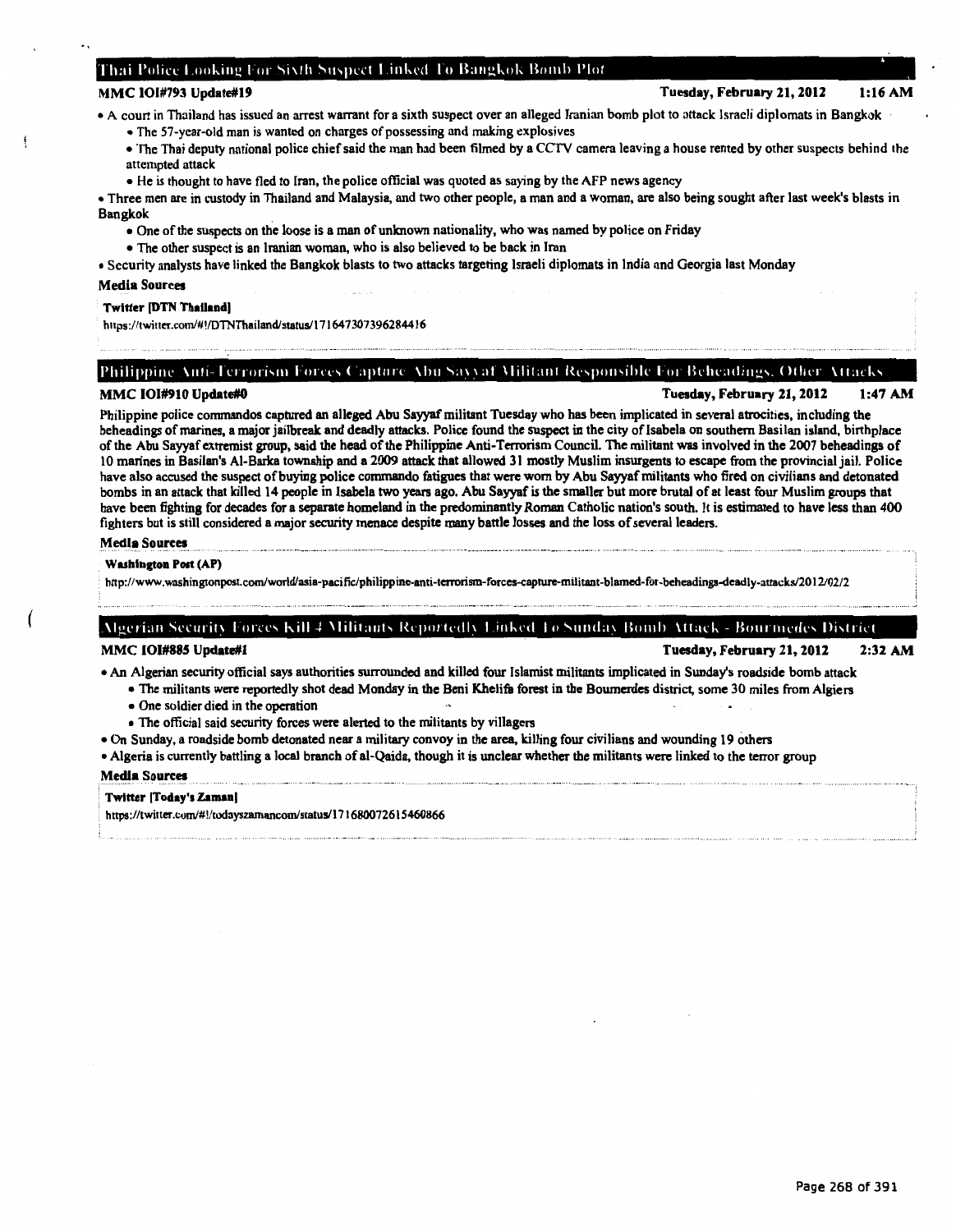## Thai Police Looking For Sixth Suspect Linked To Bangkok Bomb Plot

**MMC IOI#793 Update#19** **Tuesday, February 21, 2012 1:16 AM**

- A court in Thailand has issued an arrest warrant for a sixth suspect over an alleged Iranian bomb plot to attack Israeli diplomats in Bangkok
  - The 57-year-old man is wanted on charges of possessing and making explosives
  - The Thai deputy national police chief said the man had been filmed by a CCTV camera leaving a house rented by other suspects behind the attempted attack
  - He is thought to have fled to Iran, the police official was quoted as saying by the AFP news agency
- Three men are in custody in Thailand and Malaysia, and two other people, a man and a woman, are also being sought after last week's blasts in Bangkok
  - One of the suspects on the loose is a man of unknown nationality, who was named by police on Friday
  - The other suspect is an Iranian woman, who is also believed to be back in Iran
- Security analysts have linked the Bangkok blasts to two attacks targeting Israeli diplomats in India and Georgia last Monday

**Media Sources**

**Twitter [DTN Thailand]**

https://twitter.com/#!/DTNThailand/status/171647307396284416

## Philippine Anti-Terrorism Forces Capture Abu Sayyaf Militant Responsible For Beheadings, Other Attacks

**MMC IOI#910 Update#0** **Tuesday, February 21, 2012 1:47 AM**

Philippine police commandos captured an alleged Abu Sayyaf militant Tuesday who has been implicated in several atrocities, including the beheadings of marines, a major jailbreak and deadly attacks. Police found the suspect in the city of Isabela on southern Basilan island, birthplace of the Abu Sayyaf extremist group, said the head of the Philippine Anti-Terrorism Council. The militant was involved in the 2007 beheadings of 10 marines in Basilan's Al-Barka township and a 2009 attack that allowed 31 mostly Muslim insurgents to escape from the provincial jail. Police have also accused the suspect of buying police commando fatigues that were worn by Abu Sayyaf militants who fired on civilians and detonated bombs in an attack that killed 14 people in Isabela two years ago. Abu Sayyaf is the smaller but more brutal of at least four Muslim groups that have been fighting for decades for a separate homeland in the predominantly Roman Catholic nation's south. It is estimated to have less than 400 fighters but is still considered a major security menace despite many battle losses and the loss of several leaders.

**Media Sources**

**Washington Post (AP)**

http://www.washingtonpost.com/world/asia-pacific/philippine-anti-terrorism-forces-capture-militant-blamed-for-beheadings-deadly-attacks/2012/02/2

## Algerian Security Forces Kill 4 Militants Reportedly Linked To Sunday Bomb Attack - Boumerdes District

**MMC IOI#885 Update#1** **Tuesday, February 21, 2012 2:32 AM**

- An Algerian security official says authorities surrounded and killed four Islamist militants implicated in Sunday's roadside bomb attack
  - The militants were reportedly shot dead Monday in the Beni Khelifa forest in the Boumerdes district, some 30 miles from Algiers
  - One soldier died in the operation
  - The official said security forces were alerted to the militants by villagers
- On Sunday, a roadside bomb detonated near a military convoy in the area, killing four civilians and wounding 19 others
- Algeria is currently battling a local branch of al-Qaida, though it is unclear whether the militants were linked to the terror group

**Media Sources**

**Twitter [Today's Zaman]**

https://twitter.com/#!/todayszamancom/status/171680072615460866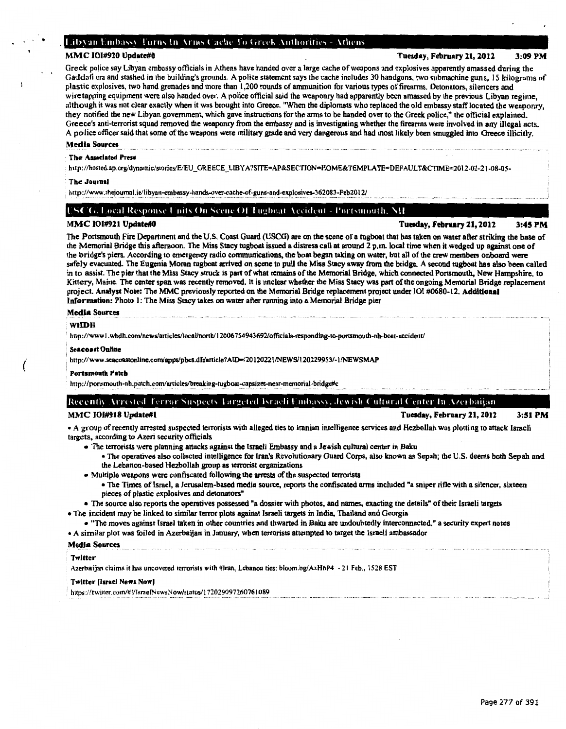## Libyan Embassy Turns In Arms Cache To Greek Authorities - Athens

**MMC IOI#920 Update#0** — **Tuesday, February 21, 2012 3:09 PM**

Greek police say Libyan embassy officials in Athens have handed over a large cache of weapons and explosives apparently amassed during the Gaddafi era and stashed in the building's grounds. A police statement says the cache includes 30 handguns, two submachine guns, 15 kilograms of plastic explosives, two hand grenades and more than 1,200 rounds of ammunition for various types of firearms. Detonators, silencers and wiretapping equipment were also handed over. A police official said the weaponry had apparently been amassed by the previous Libyan regime, although it was not clear exactly when it was brought into Greece. "When the diplomats who replaced the old embassy staff located the weaponry, they notified the new Libyan government, which gave instructions for the arms to be handed over to the Greek police," the official explained. Greece's anti-terrorist squad removed the weaponry from the embassy and is investigating whether the firearms were involved in any illegal acts. A police officer said that some of the weapons were military grade and very dangerous and had most likely been smuggled into Greece illicitly.

**Media Sources**

**The Associated Press**

http://hosted.ap.org/dynamic/stories/E/EU_GREECE_LIBYA?SITE=AP&SECTION=HOME&TEMPLATE=DEFAULT&CTIME=2012-02-21-08-05-

**The Journal**

http://www.thejournal.ie/libyan-embassy-hands-over-cache-of-guns-and-explosives-362083-Feb2012/

## USCG, Local Response Units On Scene Of Tugboat Accident - Portsmouth, NH

**MMC IOI#921 Update#0** — **Tuesday, February 21, 2012 3:45 PM**

The Portsmouth Fire Department and the U.S. Coast Guard (USCG) are on the scene of a tugboat that has taken on water after striking the base of the Memorial Bridge this afternoon. The Miss Stacy tugboat issued a distress call at around 2 p.m. local time when it wedged up against one of the bridge's piers. According to emergency radio communications, the boat began taking on water, but all of the crew members onboard were safely evacuated. The Eugenia Moran tugboat arrived on scene to pull the Miss Stacy away from the bridge. A second tugboat has also been called in to assist. The pier that the Miss Stacy struck is part of what remains of the Memorial Bridge, which connected Portsmouth, New Hampshire, to Kittery, Maine. The center span was recently removed. It is unclear whether the Miss Stacy was part of the ongoing Memorial Bridge replacement project. **Analyst Note:** The MMC previously reported on the Memorial Bridge replacement project under IOI #0680-12. **Additional Information:** Photo 1: The Miss Stacy takes on water after running into a Memorial Bridge pier

**Media Sources**

**WHDH**

http://www1.whdh.com/news/articles/local/north/12006754943692/officials-responding-to-portsmouth-nh-boat-accident/

**Seacoast Online**

http://www.seacoastonline.com/apps/pbcs.dll/article?AID=/20120221/NEWS/120229953/-1/NEWSMAP

**Portsmouth Patch**

http://portsmouth-nh.patch.com/articles/breaking-tugboat-capsizes-near-memorial-bridge#c

## Recently Arrested Terror Suspects Targeted Israeli Embassy, Jewish Cultural Center In Azerbaijan

**MMC IOI#918 Update#1** — **Tuesday, February 21, 2012 3:51 PM**

- A group of recently arrested suspected terrorists with alleged ties to Iranian intelligence services and Hezbollah was plotting to attack Israeli targets, according to Azeri security officials
  - The terrorists were planning attacks against the Israeli Embassy and a Jewish cultural center in Baku
    - The operatives also collected intelligence for Iran's Revolutionary Guard Corps, also known as Sepah; the U.S. deems both Sepah and the Lebanon-based Hezbollah group as terrorist organizations
  - Multiple weapons were confiscated following the arrests of the suspected terrorists
    - The Times of Israel, a Jerusalem-based media source, reports the confiscated arms included "a sniper rifle with a silencer, sixteen pieces of plastic explosives and detonators"
  - The source also reports the operatives possessed "a dossier with photos, and names, exacting the details" of their Israeli targets
- The incident may be linked to similar terror plots against Israeli targets in India, Thailand and Georgia
  - "The moves against Israel taken in other countries and thwarted in Baku are undoubtedly interconnected," a security expert notes
- A similar plot was foiled in Azerbaijan in January, when terrorists attempted to target the Israeli ambassador

**Media Sources**

**Twitter**

Azerbaijan claims it has uncovered terrorists with #Iran, Lebanon ties: bloom.bg/AxH6P4 - 21 Feb., 1528 EST

**Twitter [Israel News Now]**

https://twitter.com/#!/IsraelNewsNow/status/172029097260761089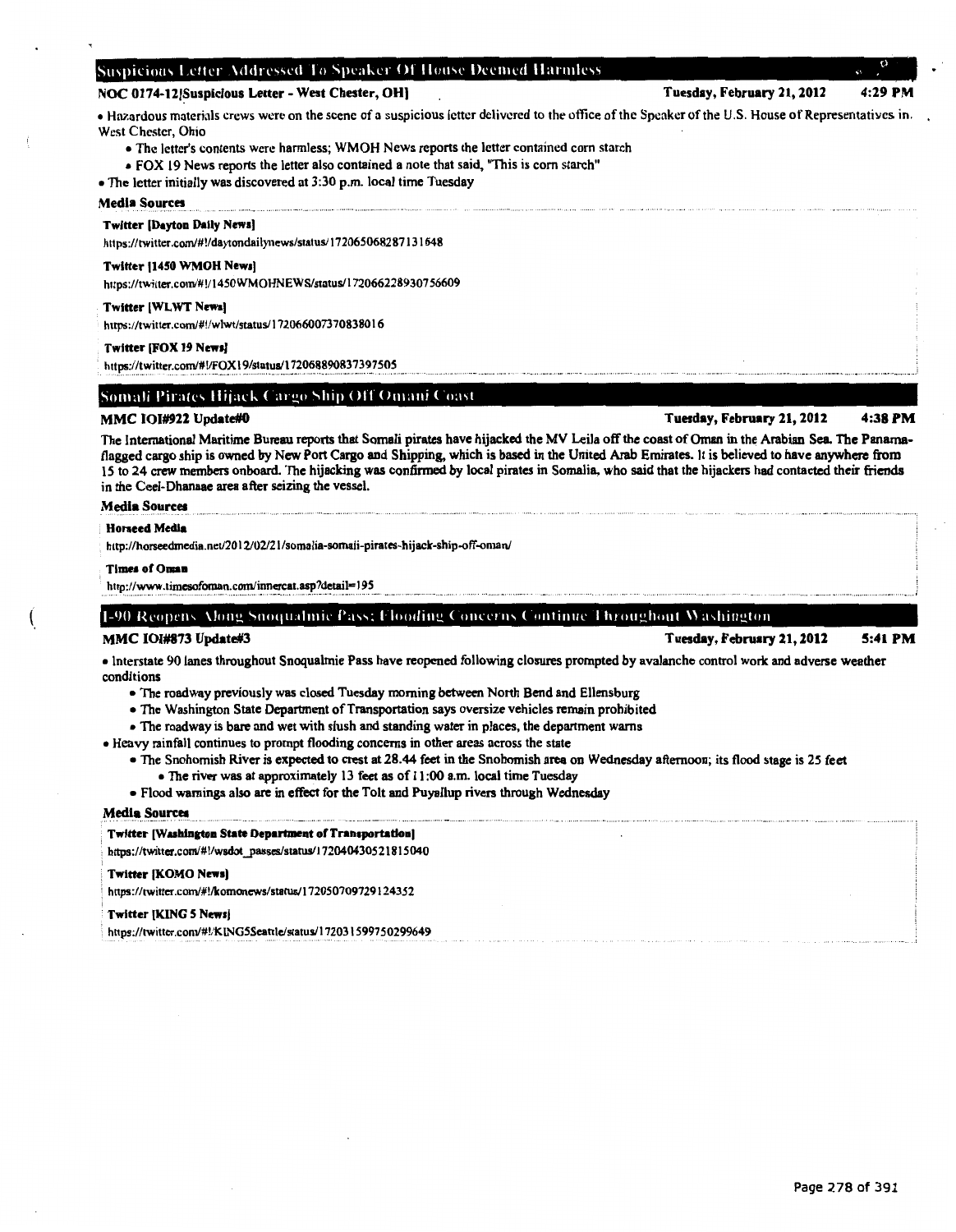## Suspicious Letter Addressed To Speaker Of House Deemed Harmless

**NOC 0174-12[Suspicious Letter - West Chester, OH]** **Tuesday, February 21, 2012** **4:29 PM**

- Hazardous materials crews were on the scene of a suspicious letter delivered to the office of the Speaker of the U.S. House of Representatives in West Chester, Ohio
  - The letter's contents were harmless; WMOH News reports the letter contained corn starch
  - FOX 19 News reports the letter also contained a note that said, "This is corn starch"
- The letter initially was discovered at 3:30 p.m. local time Tuesday

**Media Sources**

**Twitter [Dayton Daily News]**
https://twitter.com/#!/daytondailynews/status/172065068287131648

**Twitter [1450 WMOH News]**
https://twitter.com/#!/1450WMOHNEWS/status/172066228930756609

**Twitter [WLWT News]**
https://twitter.com/#!/wlwt/status/172066007370838016

**Twitter [FOX 19 News]**
https://twitter.com/#!/FOX19/status/172068890837397505

## Somali Pirates Hijack Cargo Ship Off Omani Coast

**MMC IOI#922 Update#0** **Tuesday, February 21, 2012** **4:38 PM**

The International Maritime Bureau reports that Somali pirates have hijacked the MV Leila off the coast of Oman in the Arabian Sea. The Panama-flagged cargo ship is owned by New Port Cargo and Shipping, which is based in the United Arab Emirates. It is believed to have anywhere from 15 to 24 crew members onboard. The hijacking was confirmed by local pirates in Somalia, who said that the hijackers had contacted their friends in the Ceel-Dhanaae area after seizing the vessel.

**Media Sources**

**Horseed Media**
http://horseedmedia.net/2012/02/21/somalia-somali-pirates-hijack-ship-off-oman/

**Times of Oman**
http://www.timesofoman.com/innercat.asp?detail=195

## I-90 Reopens Along Snoqualmie Pass; Flooding Concerns Continue Throughout Washington

**MMC IOI#873 Update#3** **Tuesday, February 21, 2012** **5:41 PM**

- Interstate 90 lanes throughout Snoqualmie Pass have reopened following closures prompted by avalanche control work and adverse weather conditions
  - The roadway previously was closed Tuesday morning between North Bend and Ellensburg
  - The Washington State Department of Transportation says oversize vehicles remain prohibited
  - The roadway is bare and wet with slush and standing water in places, the department warns
- Heavy rainfall continues to prompt flooding concerns in other areas across the state
  - The Snohomish River is expected to crest at 28.44 feet in the Snohomish area on Wednesday afternoon; its flood stage is 25 feet
    - The river was at approximately 13 feet as of 11:00 a.m. local time Tuesday
  - Flood warnings also are in effect for the Tolt and Puyallup rivers through Wednesday

**Media Sources**

**Twitter [Washington State Department of Transportation]**
https://twitter.com/#!/wsdot_passes/status/172040430521815040

**Twitter [KOMO News]**
https://twitter.com/#!/komonews/status/172050709729124352

**Twitter [KING 5 News]**
https://twitter.com/#!/KING5Seattle/status/172031599750299649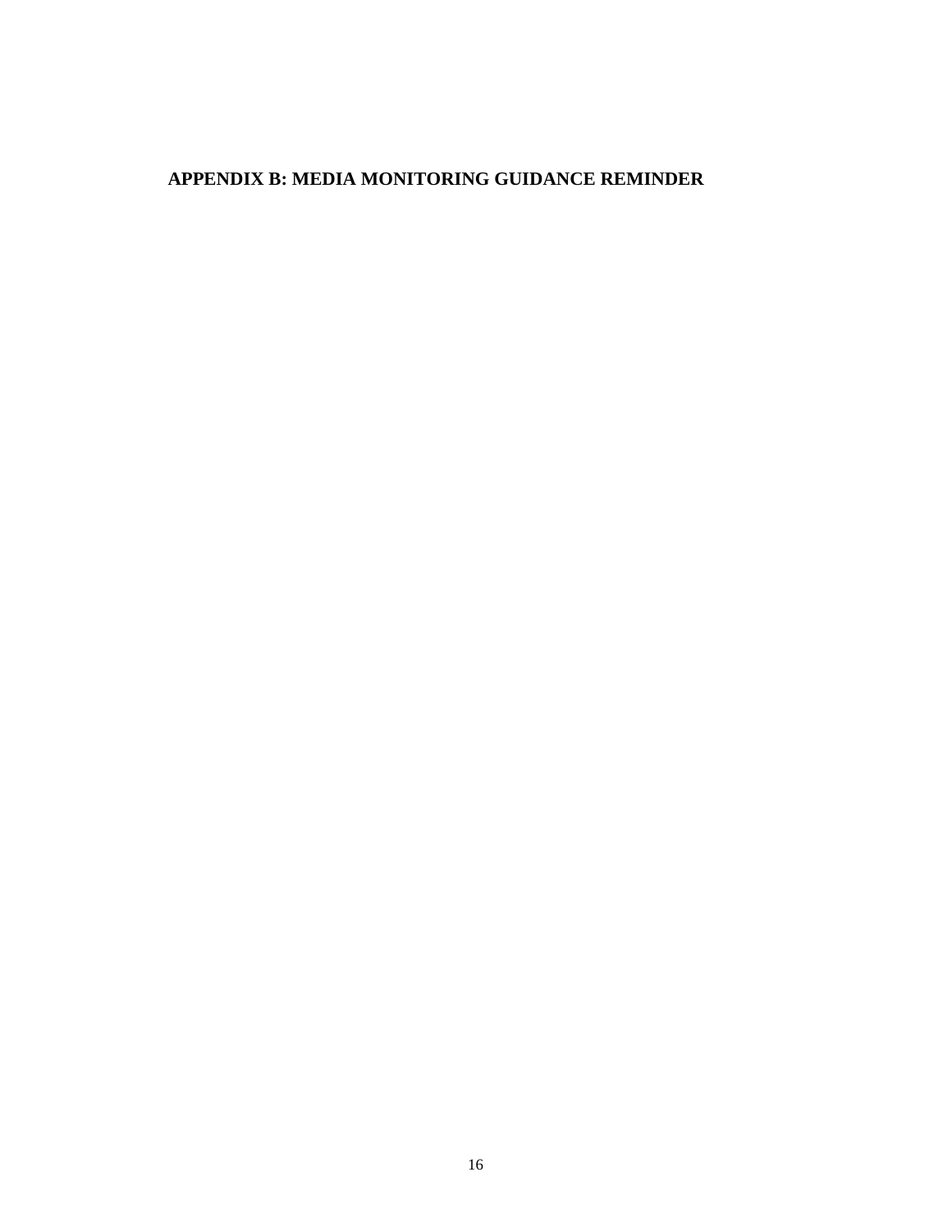## APPENDIX B: MEDIA MONITORING GUIDANCE REMINDER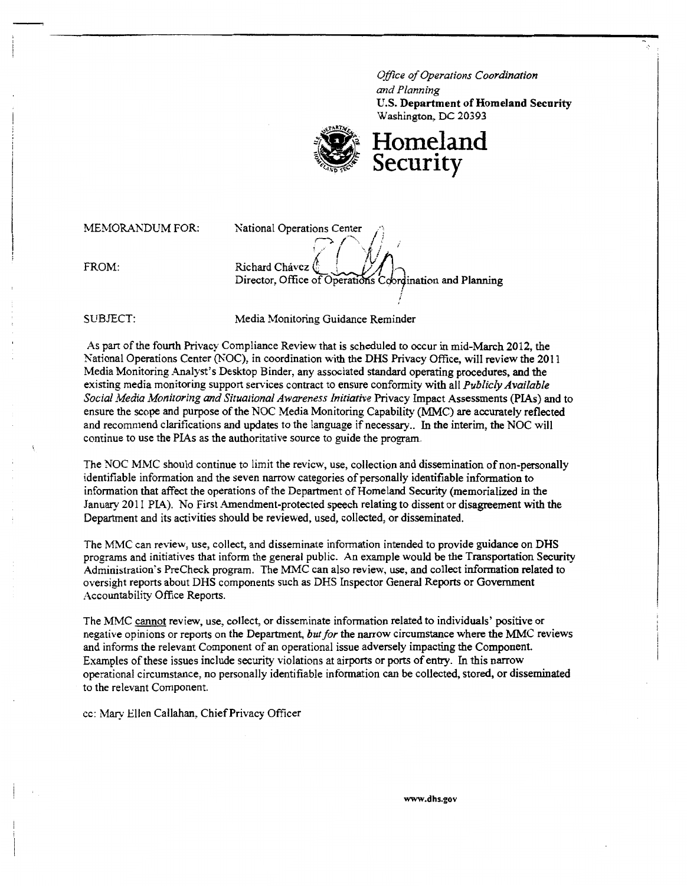*Office of Operations Coordination and Planning*
**U.S. Department of Homeland Security**
Washington, DC 20393

**Homeland Security**

MEMORANDUM FOR: National Operations Center

FROM: Richard Chávez
Director, Office of Operations Coordination and Planning

SUBJECT: Media Monitoring Guidance Reminder

As part of the fourth Privacy Compliance Review that is scheduled to occur in mid-March 2012, the National Operations Center (NOC), in coordination with the DHS Privacy Office, will review the 2011 Media Monitoring Analyst's Desktop Binder, any associated standard operating procedures, and the existing media monitoring support services contract to ensure conformity with all *Publicly Available Social Media Monitoring and Situational Awareness Initiative* Privacy Impact Assessments (PIAs) and to ensure the scope and purpose of the NOC Media Monitoring Capability (MMC) are accurately reflected and recommend clarifications and updates to the language if necessary.. In the interim, the NOC will continue to use the PIAs as the authoritative source to guide the program.

The NOC MMC should continue to limit the review, use, collection and dissemination of non-personally identifiable information and the seven narrow categories of personally identifiable information to information that affect the operations of the Department of Homeland Security (memorialized in the January 2011 PIA). No First Amendment-protected speech relating to dissent or disagreement with the Department and its activities should be reviewed, used, collected, or disseminated.

The MMC can review, use, collect, and disseminate information intended to provide guidance on DHS programs and initiatives that inform the general public. An example would be the Transportation Security Administration's PreCheck program. The MMC can also review, use, and collect information related to oversight reports about DHS components such as DHS Inspector General Reports or Government Accountability Office Reports.

The MMC <u>cannot</u> review, use, collect, or disseminate information related to individuals' positive or negative opinions or reports on the Department, *but for* the narrow circumstance where the MMC reviews and informs the relevant Component of an operational issue adversely impacting the Component. Examples of these issues include security violations at airports or ports of entry. In this narrow operational circumstance, no personally identifiable information can be collected, stored, or disseminated to the relevant Component.

cc: Mary Ellen Callahan, Chief Privacy Officer

www.dhs.gov